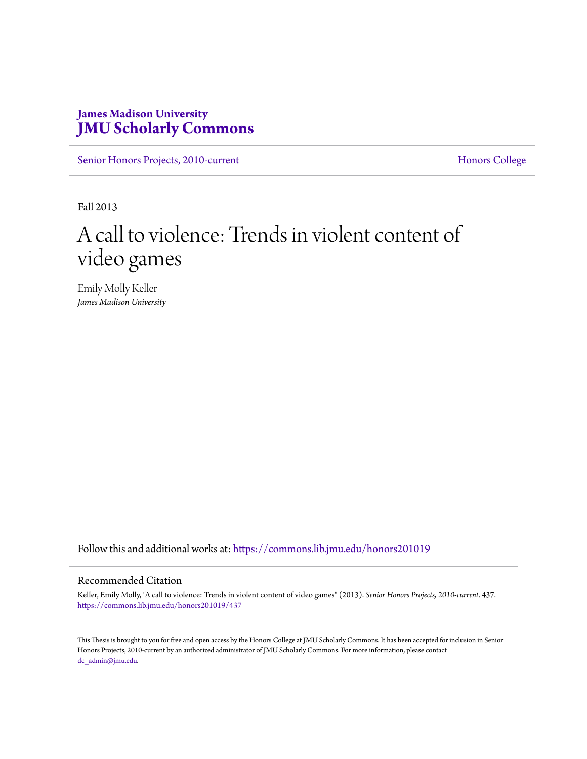**James Madison University**
**JMU Scholarly Commons**

Senior Honors Projects, 2010-current | Honors College

Fall 2013

# A call to violence: Trends in violent content of video games

Emily Molly Keller
*James Madison University*

Follow this and additional works at: https://commons.lib.jmu.edu/honors201019

## Recommended Citation

Keller, Emily Molly, "A call to violence: Trends in violent content of video games" (2013). *Senior Honors Projects, 2010-current*. 437.
https://commons.lib.jmu.edu/honors201019/437

This Thesis is brought to you for free and open access by the Honors College at JMU Scholarly Commons. It has been accepted for inclusion in Senior Honors Projects, 2010-current by an authorized administrator of JMU Scholarly Commons. For more information, please contact dc_admin@jmu.edu.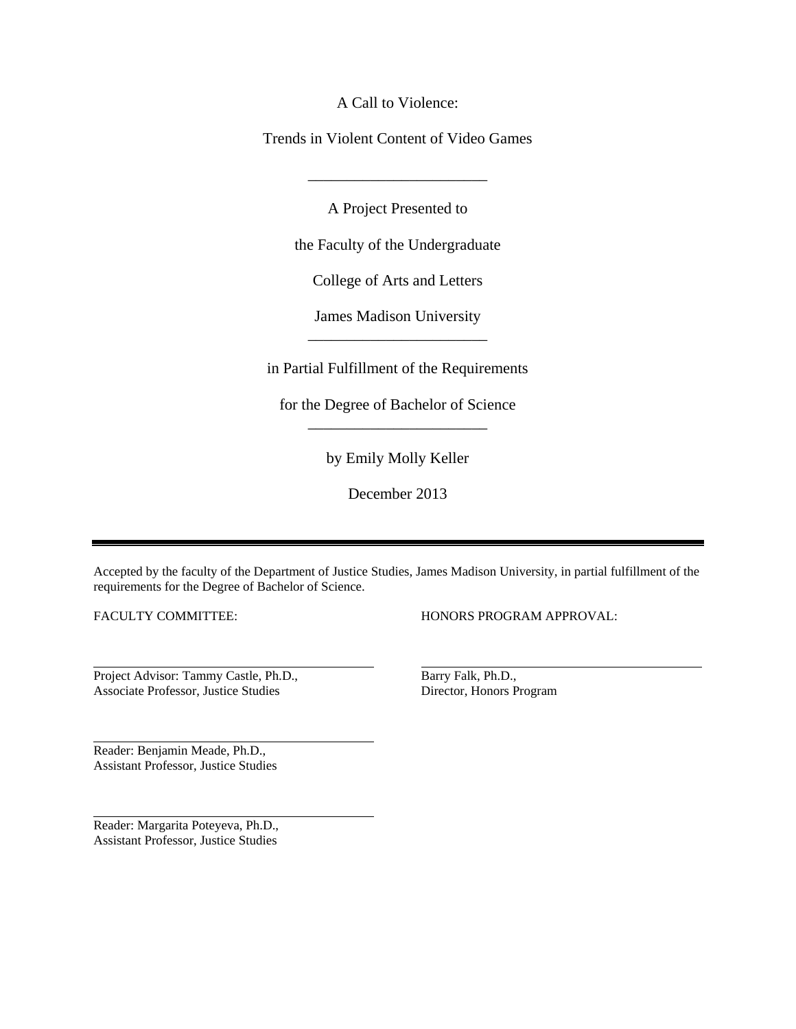A Call to Violence:

Trends in Violent Content of Video Games

_______________________

A Project Presented to

the Faculty of the Undergraduate

College of Arts and Letters

James Madison University

_______________________

in Partial Fulfillment of the Requirements

for the Degree of Bachelor of Science

_______________________

by Emily Molly Keller

December 2013

---

Accepted by the faculty of the Department of Justice Studies, James Madison University, in partial fulfillment of the requirements for the Degree of Bachelor of Science.

FACULTY COMMITTEE:

_______________________

Project Advisor: Tammy Castle, Ph.D.,
Associate Professor, Justice Studies

_______________________

Reader: Benjamin Meade, Ph.D.,
Assistant Professor, Justice Studies

_______________________

Reader: Margarita Poteyeva, Ph.D.,
Assistant Professor, Justice Studies

HONORS PROGRAM APPROVAL:

_______________________

Barry Falk, Ph.D.,
Director, Honors Program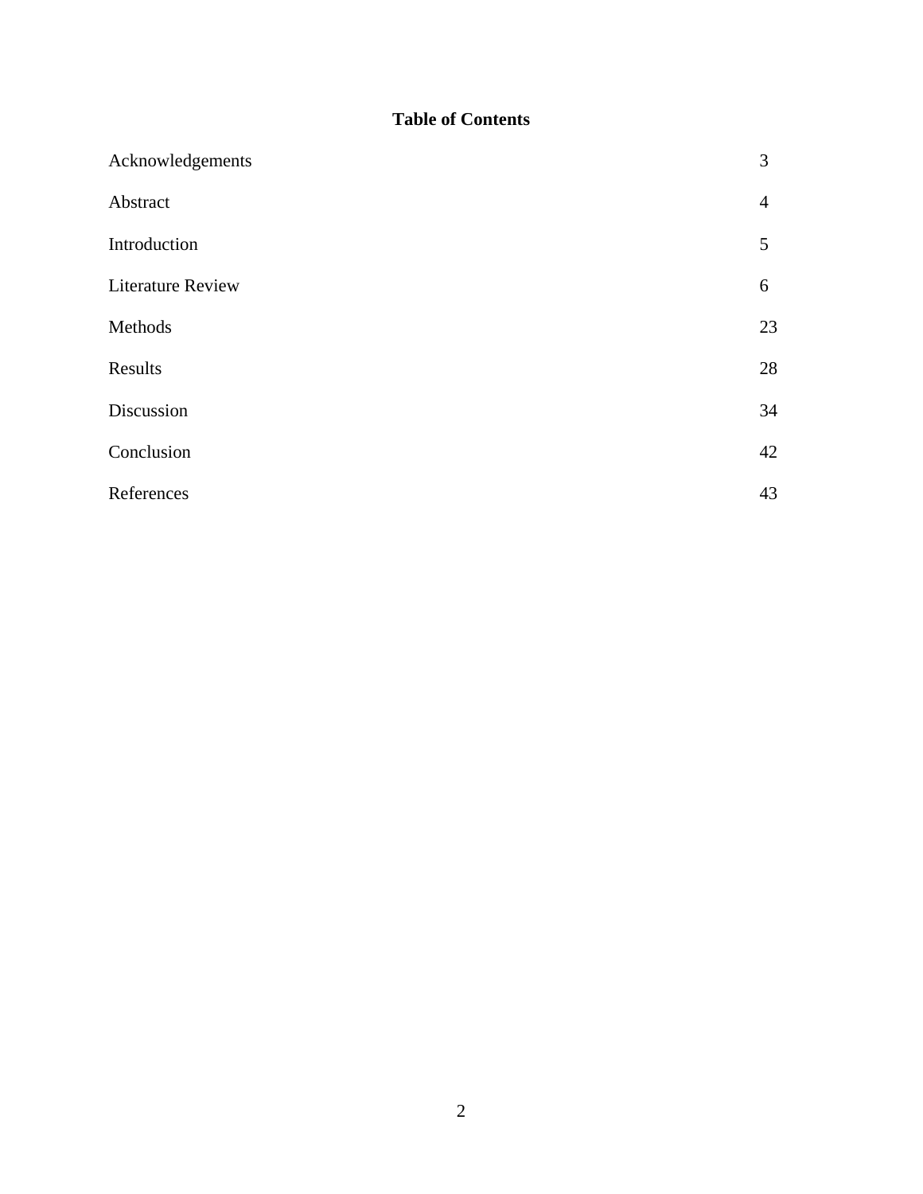# Table of Contents

| | |
|---|---|
| Acknowledgements | 3 |
| Abstract | 4 |
| Introduction | 5 |
| Literature Review | 6 |
| Methods | 23 |
| Results | 28 |
| Discussion | 34 |
| Conclusion | 42 |
| References | 43 |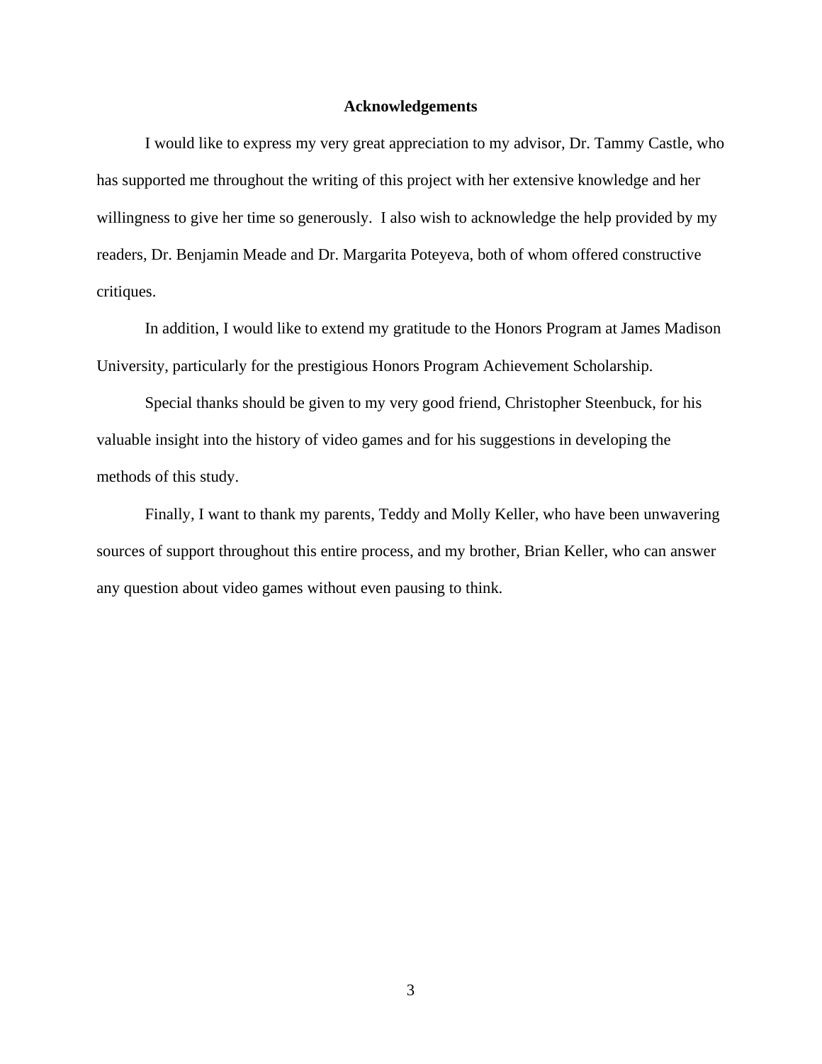# Acknowledgements

I would like to express my very great appreciation to my advisor, Dr. Tammy Castle, who has supported me throughout the writing of this project with her extensive knowledge and her willingness to give her time so generously. I also wish to acknowledge the help provided by my readers, Dr. Benjamin Meade and Dr. Margarita Poteyeva, both of whom offered constructive critiques.

In addition, I would like to extend my gratitude to the Honors Program at James Madison University, particularly for the prestigious Honors Program Achievement Scholarship.

Special thanks should be given to my very good friend, Christopher Steenbuck, for his valuable insight into the history of video games and for his suggestions in developing the methods of this study.

Finally, I want to thank my parents, Teddy and Molly Keller, who have been unwavering sources of support throughout this entire process, and my brother, Brian Keller, who can answer any question about video games without even pausing to think.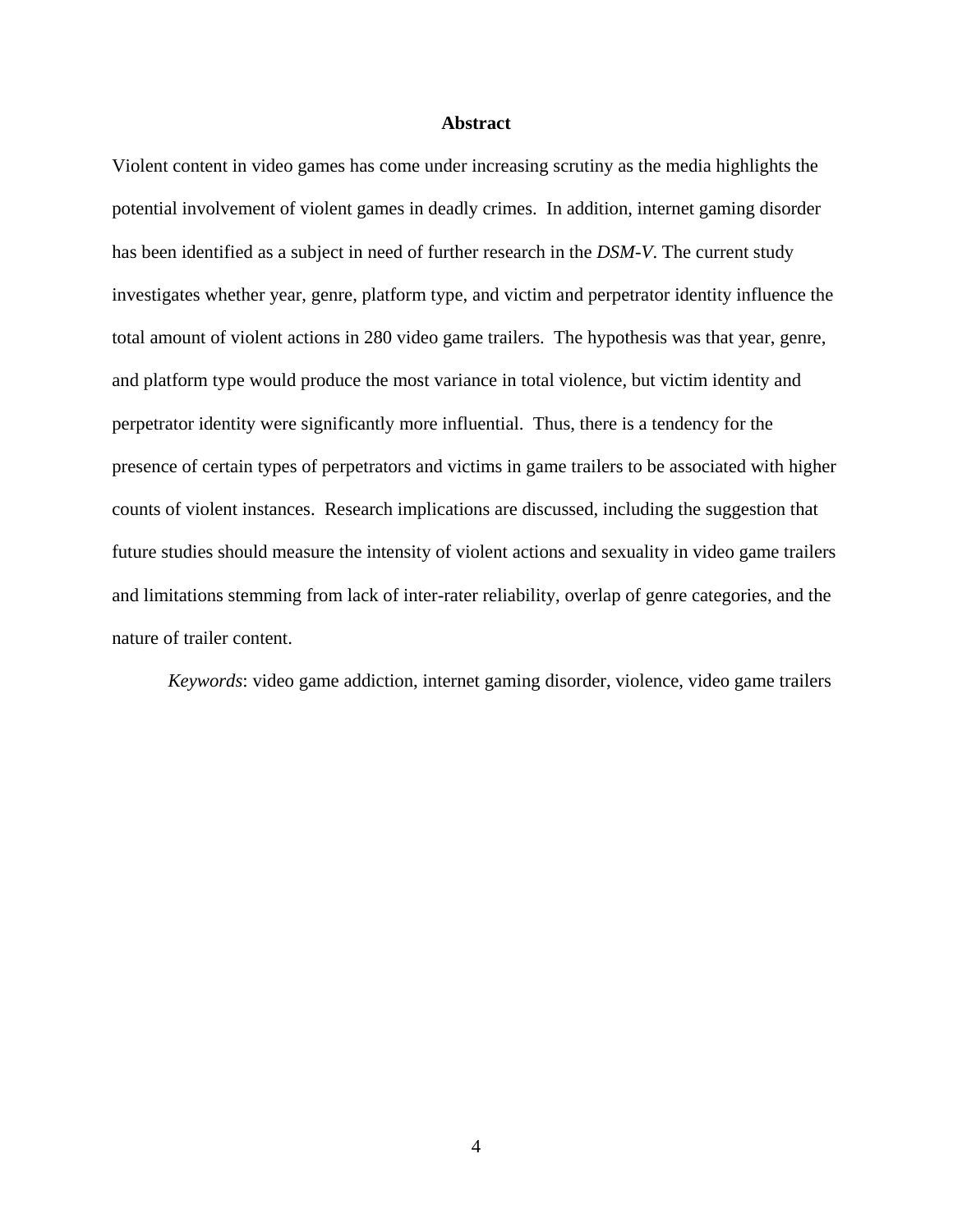# Abstract

Violent content in video games has come under increasing scrutiny as the media highlights the potential involvement of violent games in deadly crimes. In addition, internet gaming disorder has been identified as a subject in need of further research in the *DSM-V*. The current study investigates whether year, genre, platform type, and victim and perpetrator identity influence the total amount of violent actions in 280 video game trailers. The hypothesis was that year, genre, and platform type would produce the most variance in total violence, but victim identity and perpetrator identity were significantly more influential. Thus, there is a tendency for the presence of certain types of perpetrators and victims in game trailers to be associated with higher counts of violent instances. Research implications are discussed, including the suggestion that future studies should measure the intensity of violent actions and sexuality in video game trailers and limitations stemming from lack of inter-rater reliability, overlap of genre categories, and the nature of trailer content.

*Keywords*: video game addiction, internet gaming disorder, violence, video game trailers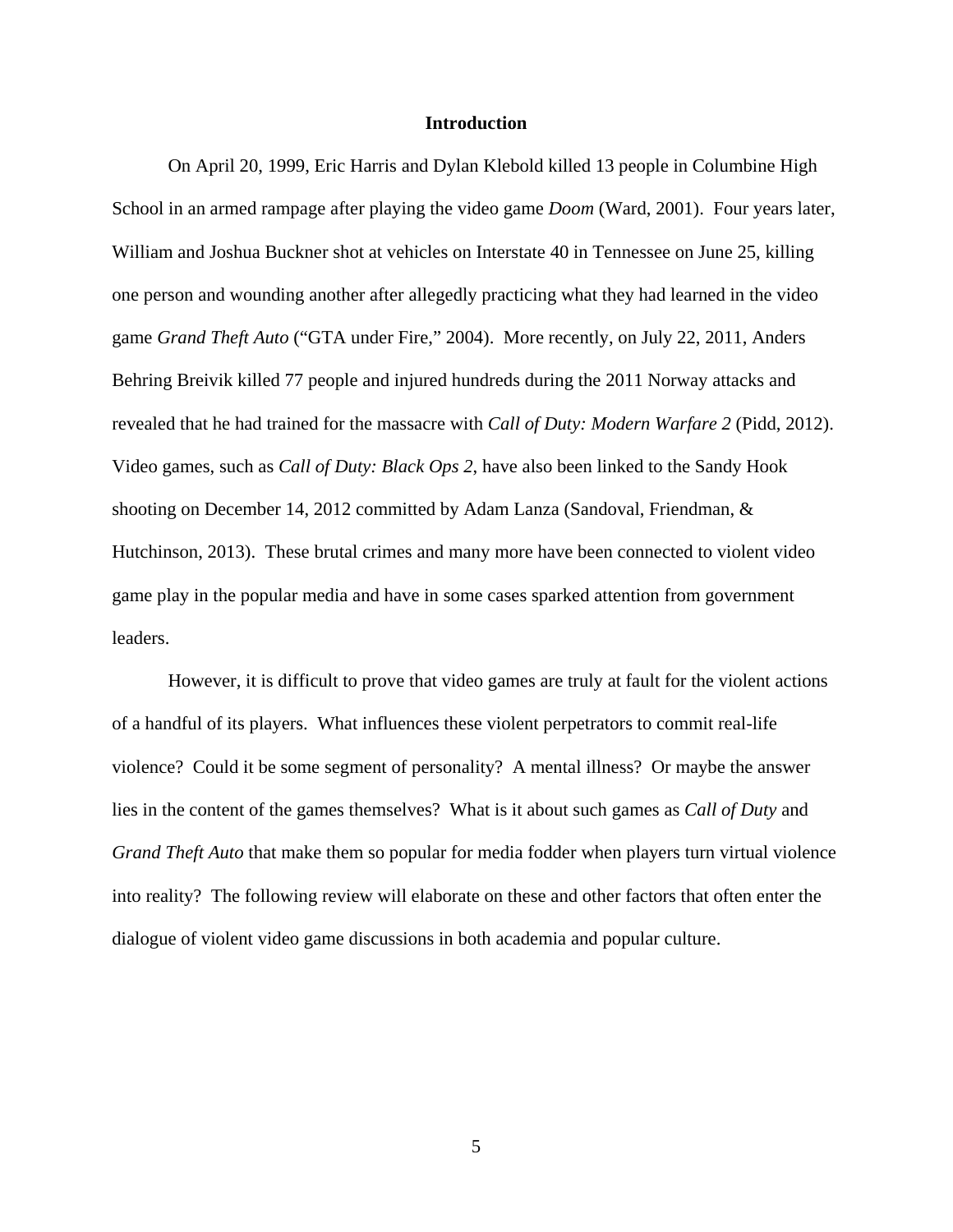# Introduction

On April 20, 1999, Eric Harris and Dylan Klebold killed 13 people in Columbine High School in an armed rampage after playing the video game *Doom* (Ward, 2001). Four years later, William and Joshua Buckner shot at vehicles on Interstate 40 in Tennessee on June 25, killing one person and wounding another after allegedly practicing what they had learned in the video game *Grand Theft Auto* ("GTA under Fire," 2004). More recently, on July 22, 2011, Anders Behring Breivik killed 77 people and injured hundreds during the 2011 Norway attacks and revealed that he had trained for the massacre with *Call of Duty: Modern Warfare 2* (Pidd, 2012). Video games, such as *Call of Duty: Black Ops 2*, have also been linked to the Sandy Hook shooting on December 14, 2012 committed by Adam Lanza (Sandoval, Friendman, & Hutchinson, 2013). These brutal crimes and many more have been connected to violent video game play in the popular media and have in some cases sparked attention from government leaders.

However, it is difficult to prove that video games are truly at fault for the violent actions of a handful of its players. What influences these violent perpetrators to commit real-life violence? Could it be some segment of personality? A mental illness? Or maybe the answer lies in the content of the games themselves? What is it about such games as *Call of Duty* and *Grand Theft Auto* that make them so popular for media fodder when players turn virtual violence into reality? The following review will elaborate on these and other factors that often enter the dialogue of violent video game discussions in both academia and popular culture.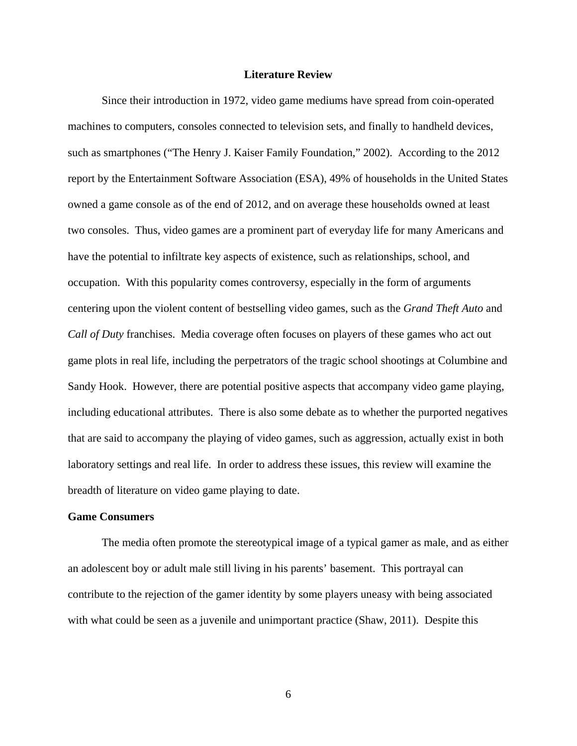# Literature Review

Since their introduction in 1972, video game mediums have spread from coin-operated machines to computers, consoles connected to television sets, and finally to handheld devices, such as smartphones ("The Henry J. Kaiser Family Foundation," 2002). According to the 2012 report by the Entertainment Software Association (ESA), 49% of households in the United States owned a game console as of the end of 2012, and on average these households owned at least two consoles. Thus, video games are a prominent part of everyday life for many Americans and have the potential to infiltrate key aspects of existence, such as relationships, school, and occupation. With this popularity comes controversy, especially in the form of arguments centering upon the violent content of bestselling video games, such as the *Grand Theft Auto* and *Call of Duty* franchises. Media coverage often focuses on players of these games who act out game plots in real life, including the perpetrators of the tragic school shootings at Columbine and Sandy Hook. However, there are potential positive aspects that accompany video game playing, including educational attributes. There is also some debate as to whether the purported negatives that are said to accompany the playing of video games, such as aggression, actually exist in both laboratory settings and real life. In order to address these issues, this review will examine the breadth of literature on video game playing to date.

## Game Consumers

The media often promote the stereotypical image of a typical gamer as male, and as either an adolescent boy or adult male still living in his parents' basement. This portrayal can contribute to the rejection of the gamer identity by some players uneasy with being associated with what could be seen as a juvenile and unimportant practice (Shaw, 2011). Despite this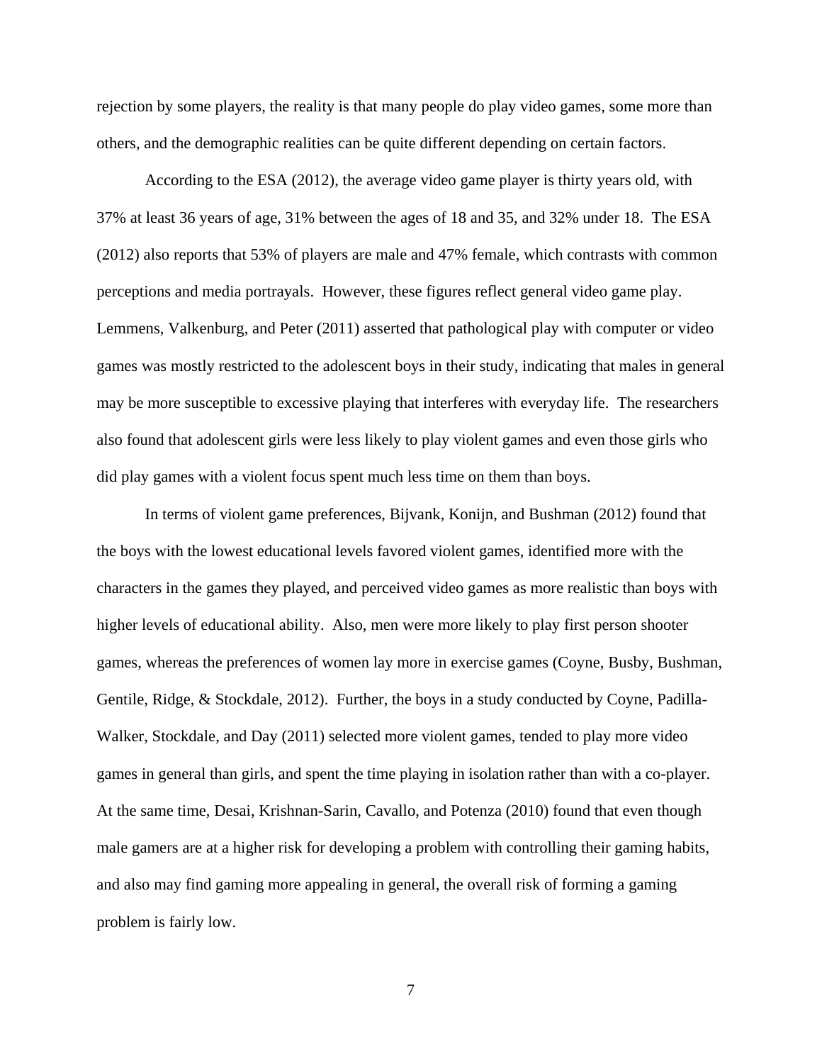rejection by some players, the reality is that many people do play video games, some more than others, and the demographic realities can be quite different depending on certain factors.

According to the ESA (2012), the average video game player is thirty years old, with 37% at least 36 years of age, 31% between the ages of 18 and 35, and 32% under 18. The ESA (2012) also reports that 53% of players are male and 47% female, which contrasts with common perceptions and media portrayals. However, these figures reflect general video game play. Lemmens, Valkenburg, and Peter (2011) asserted that pathological play with computer or video games was mostly restricted to the adolescent boys in their study, indicating that males in general may be more susceptible to excessive playing that interferes with everyday life. The researchers also found that adolescent girls were less likely to play violent games and even those girls who did play games with a violent focus spent much less time on them than boys.

In terms of violent game preferences, Bijvank, Konijn, and Bushman (2012) found that the boys with the lowest educational levels favored violent games, identified more with the characters in the games they played, and perceived video games as more realistic than boys with higher levels of educational ability. Also, men were more likely to play first person shooter games, whereas the preferences of women lay more in exercise games (Coyne, Busby, Bushman, Gentile, Ridge, & Stockdale, 2012). Further, the boys in a study conducted by Coyne, Padilla-Walker, Stockdale, and Day (2011) selected more violent games, tended to play more video games in general than girls, and spent the time playing in isolation rather than with a co-player. At the same time, Desai, Krishnan-Sarin, Cavallo, and Potenza (2010) found that even though male gamers are at a higher risk for developing a problem with controlling their gaming habits, and also may find gaming more appealing in general, the overall risk of forming a gaming problem is fairly low.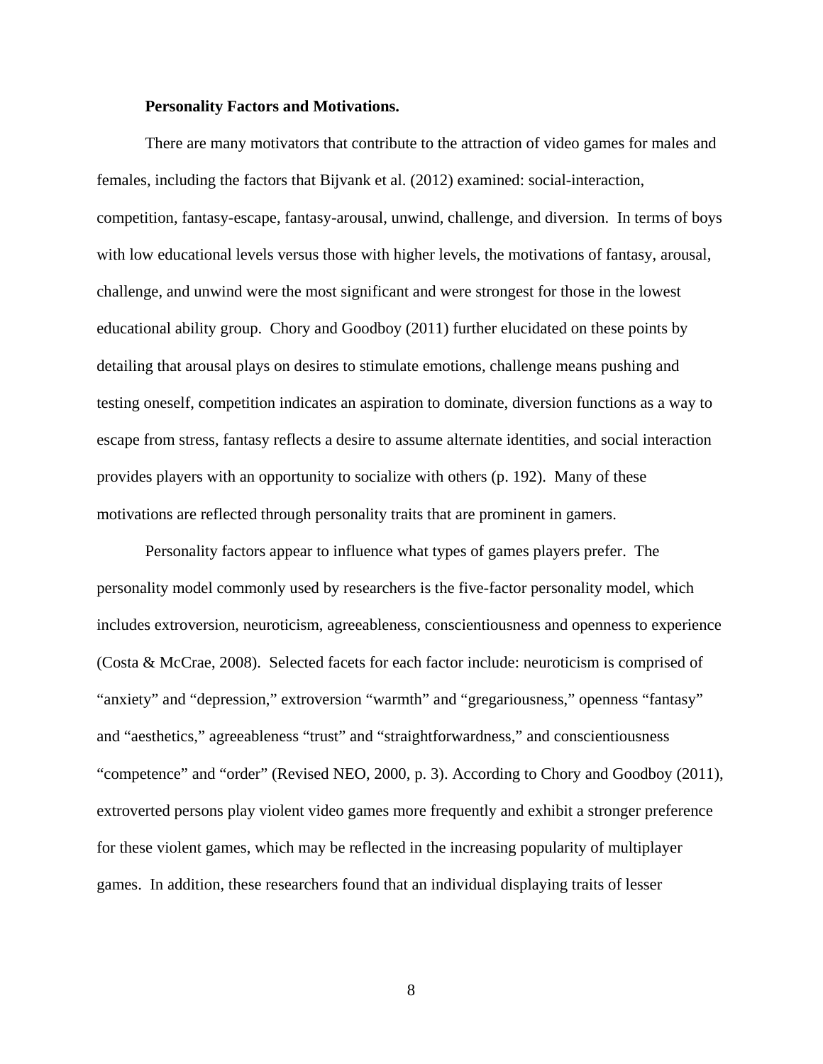**Personality Factors and Motivations.**

There are many motivators that contribute to the attraction of video games for males and females, including the factors that Bijvank et al. (2012) examined: social-interaction, competition, fantasy-escape, fantasy-arousal, unwind, challenge, and diversion. In terms of boys with low educational levels versus those with higher levels, the motivations of fantasy, arousal, challenge, and unwind were the most significant and were strongest for those in the lowest educational ability group. Chory and Goodboy (2011) further elucidated on these points by detailing that arousal plays on desires to stimulate emotions, challenge means pushing and testing oneself, competition indicates an aspiration to dominate, diversion functions as a way to escape from stress, fantasy reflects a desire to assume alternate identities, and social interaction provides players with an opportunity to socialize with others (p. 192). Many of these motivations are reflected through personality traits that are prominent in gamers.

Personality factors appear to influence what types of games players prefer. The personality model commonly used by researchers is the five-factor personality model, which includes extroversion, neuroticism, agreeableness, conscientiousness and openness to experience (Costa & McCrae, 2008). Selected facets for each factor include: neuroticism is comprised of "anxiety" and "depression," extroversion "warmth" and "gregariousness," openness "fantasy" and "aesthetics," agreeableness "trust" and "straightforwardness," and conscientiousness "competence" and "order" (Revised NEO, 2000, p. 3). According to Chory and Goodboy (2011), extroverted persons play violent video games more frequently and exhibit a stronger preference for these violent games, which may be reflected in the increasing popularity of multiplayer games. In addition, these researchers found that an individual displaying traits of lesser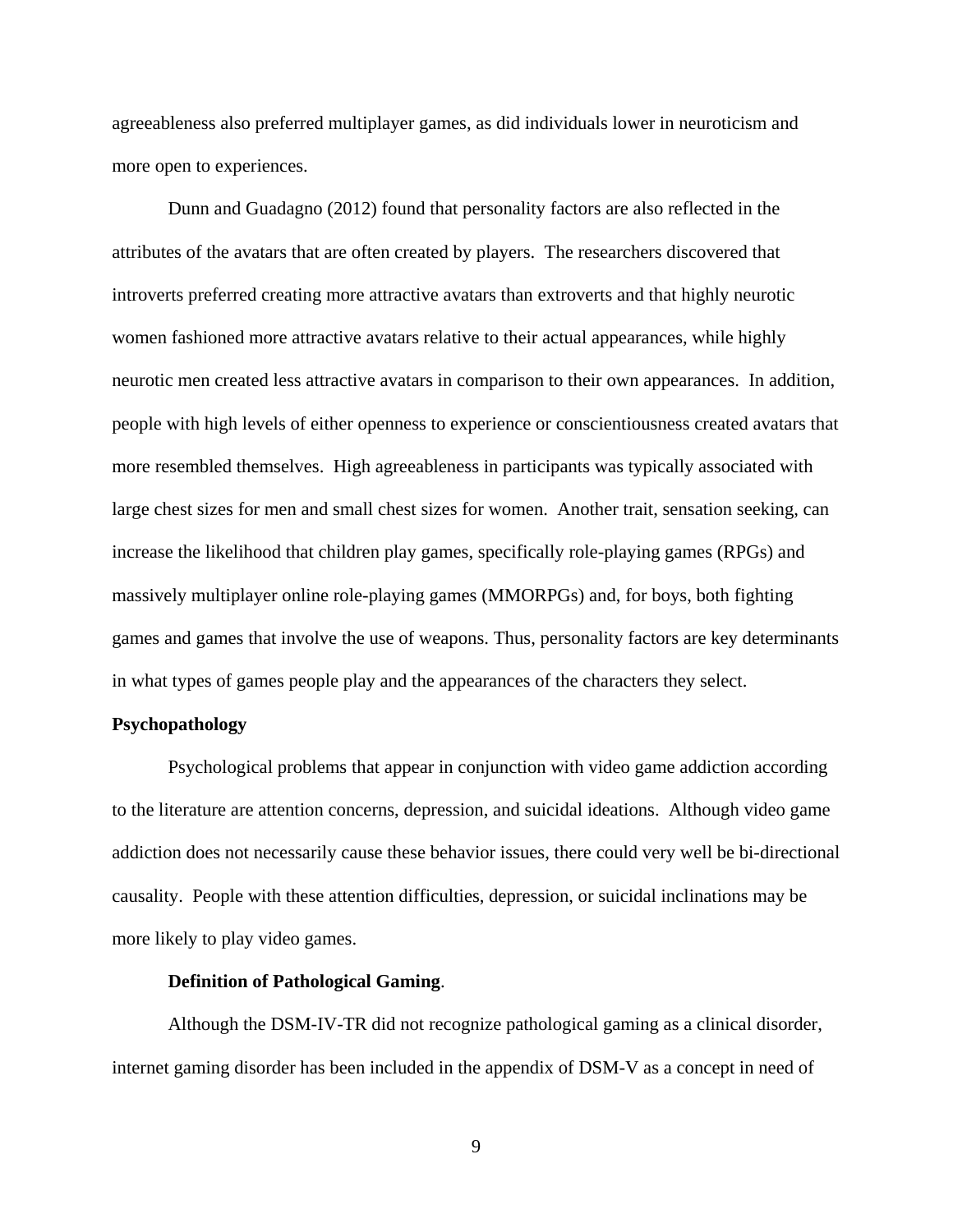agreeableness also preferred multiplayer games, as did individuals lower in neuroticism and more open to experiences.

Dunn and Guadagno (2012) found that personality factors are also reflected in the attributes of the avatars that are often created by players. The researchers discovered that introverts preferred creating more attractive avatars than extroverts and that highly neurotic women fashioned more attractive avatars relative to their actual appearances, while highly neurotic men created less attractive avatars in comparison to their own appearances. In addition, people with high levels of either openness to experience or conscientiousness created avatars that more resembled themselves. High agreeableness in participants was typically associated with large chest sizes for men and small chest sizes for women. Another trait, sensation seeking, can increase the likelihood that children play games, specifically role-playing games (RPGs) and massively multiplayer online role-playing games (MMORPGs) and, for boys, both fighting games and games that involve the use of weapons. Thus, personality factors are key determinants in what types of games people play and the appearances of the characters they select.

## Psychopathology

Psychological problems that appear in conjunction with video game addiction according to the literature are attention concerns, depression, and suicidal ideations. Although video game addiction does not necessarily cause these behavior issues, there could very well be bi-directional causality. People with these attention difficulties, depression, or suicidal inclinations may be more likely to play video games.

### Definition of Pathological Gaming.

Although the DSM-IV-TR did not recognize pathological gaming as a clinical disorder, internet gaming disorder has been included in the appendix of DSM-V as a concept in need of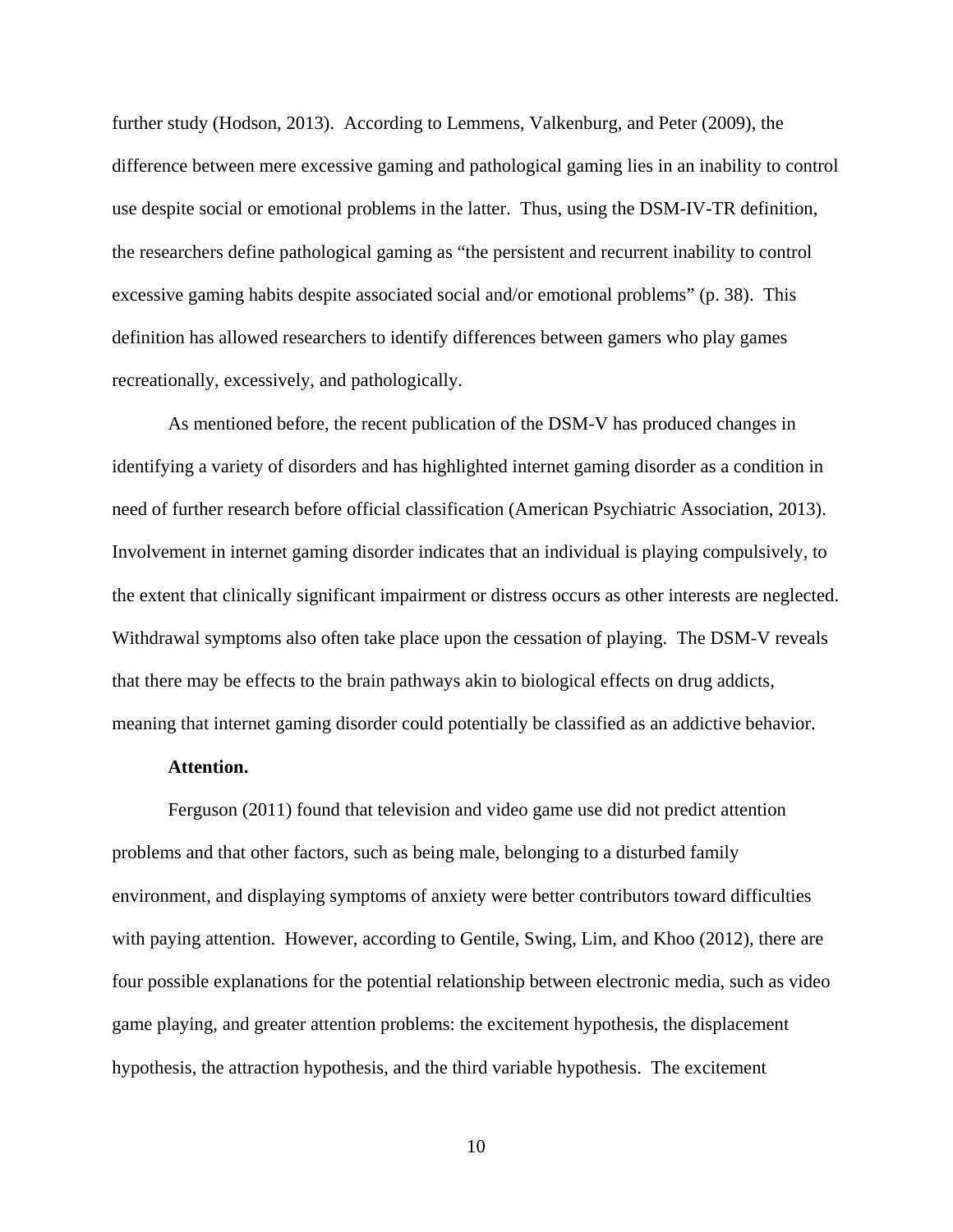further study (Hodson, 2013). According to Lemmens, Valkenburg, and Peter (2009), the difference between mere excessive gaming and pathological gaming lies in an inability to control use despite social or emotional problems in the latter. Thus, using the DSM-IV-TR definition, the researchers define pathological gaming as "the persistent and recurrent inability to control excessive gaming habits despite associated social and/or emotional problems" (p. 38). This definition has allowed researchers to identify differences between gamers who play games recreationally, excessively, and pathologically.

As mentioned before, the recent publication of the DSM-V has produced changes in identifying a variety of disorders and has highlighted internet gaming disorder as a condition in need of further research before official classification (American Psychiatric Association, 2013). Involvement in internet gaming disorder indicates that an individual is playing compulsively, to the extent that clinically significant impairment or distress occurs as other interests are neglected. Withdrawal symptoms also often take place upon the cessation of playing. The DSM-V reveals that there may be effects to the brain pathways akin to biological effects on drug addicts, meaning that internet gaming disorder could potentially be classified as an addictive behavior.

**Attention.**

Ferguson (2011) found that television and video game use did not predict attention problems and that other factors, such as being male, belonging to a disturbed family environment, and displaying symptoms of anxiety were better contributors toward difficulties with paying attention. However, according to Gentile, Swing, Lim, and Khoo (2012), there are four possible explanations for the potential relationship between electronic media, such as video game playing, and greater attention problems: the excitement hypothesis, the displacement hypothesis, the attraction hypothesis, and the third variable hypothesis. The excitement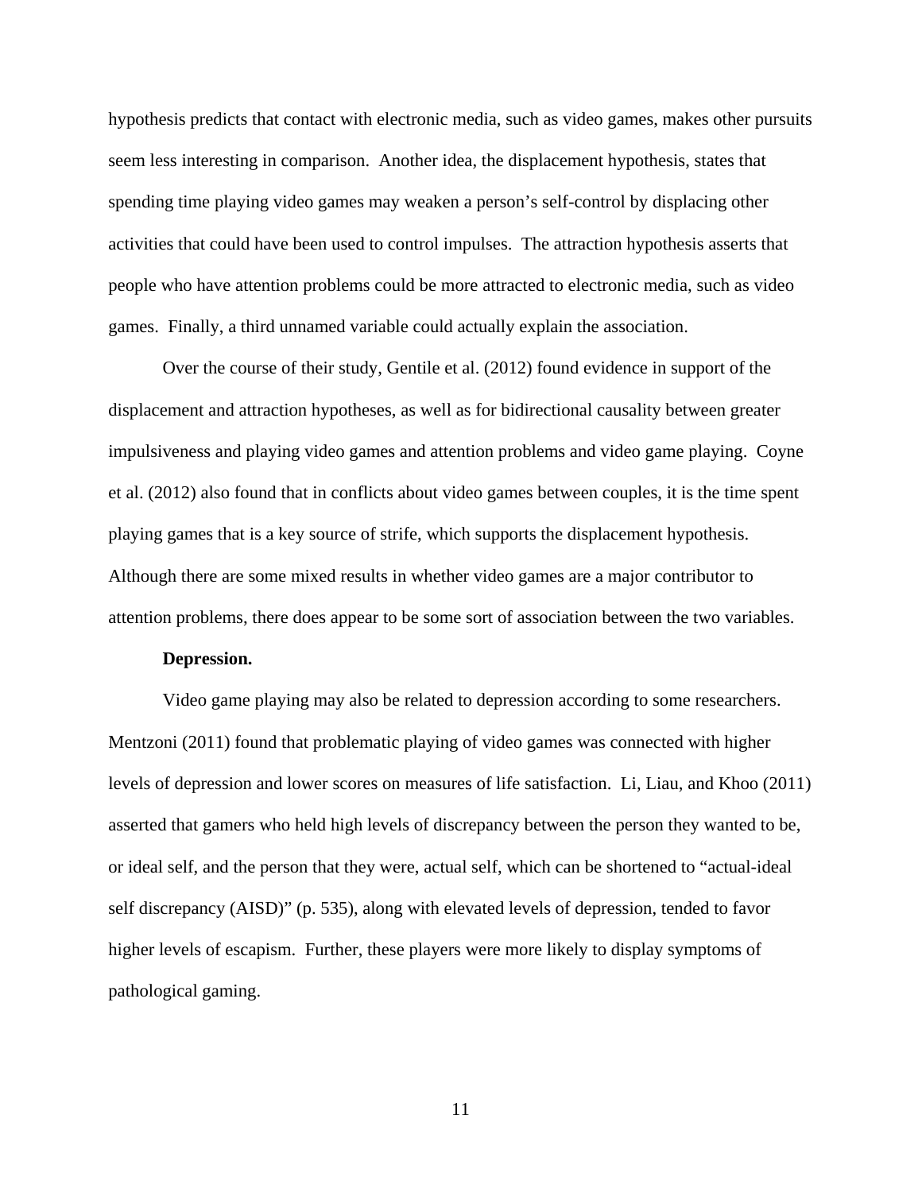hypothesis predicts that contact with electronic media, such as video games, makes other pursuits seem less interesting in comparison. Another idea, the displacement hypothesis, states that spending time playing video games may weaken a person's self-control by displacing other activities that could have been used to control impulses. The attraction hypothesis asserts that people who have attention problems could be more attracted to electronic media, such as video games. Finally, a third unnamed variable could actually explain the association.

Over the course of their study, Gentile et al. (2012) found evidence in support of the displacement and attraction hypotheses, as well as for bidirectional causality between greater impulsiveness and playing video games and attention problems and video game playing. Coyne et al. (2012) also found that in conflicts about video games between couples, it is the time spent playing games that is a key source of strife, which supports the displacement hypothesis. Although there are some mixed results in whether video games are a major contributor to attention problems, there does appear to be some sort of association between the two variables.

**Depression.**

Video game playing may also be related to depression according to some researchers. Mentzoni (2011) found that problematic playing of video games was connected with higher levels of depression and lower scores on measures of life satisfaction. Li, Liau, and Khoo (2011) asserted that gamers who held high levels of discrepancy between the person they wanted to be, or ideal self, and the person that they were, actual self, which can be shortened to "actual-ideal self discrepancy (AISD)" (p. 535), along with elevated levels of depression, tended to favor higher levels of escapism. Further, these players were more likely to display symptoms of pathological gaming.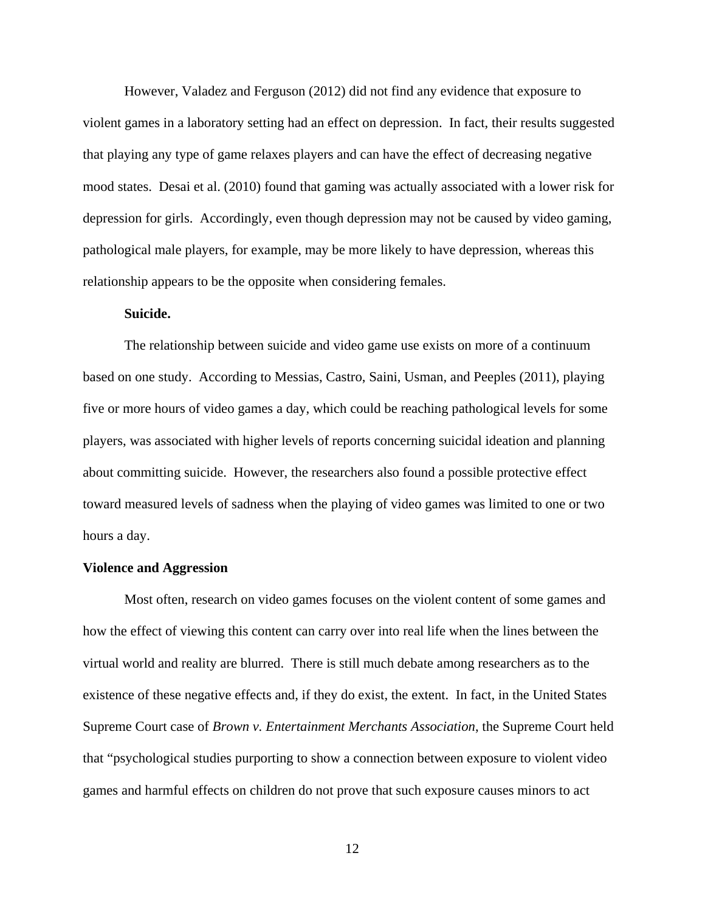However, Valadez and Ferguson (2012) did not find any evidence that exposure to violent games in a laboratory setting had an effect on depression. In fact, their results suggested that playing any type of game relaxes players and can have the effect of decreasing negative mood states. Desai et al. (2010) found that gaming was actually associated with a lower risk for depression for girls. Accordingly, even though depression may not be caused by video gaming, pathological male players, for example, may be more likely to have depression, whereas this relationship appears to be the opposite when considering females.

#### Suicide.

The relationship between suicide and video game use exists on more of a continuum based on one study. According to Messias, Castro, Saini, Usman, and Peeples (2011), playing five or more hours of video games a day, which could be reaching pathological levels for some players, was associated with higher levels of reports concerning suicidal ideation and planning about committing suicide. However, the researchers also found a possible protective effect toward measured levels of sadness when the playing of video games was limited to one or two hours a day.

### Violence and Aggression

Most often, research on video games focuses on the violent content of some games and how the effect of viewing this content can carry over into real life when the lines between the virtual world and reality are blurred. There is still much debate among researchers as to the existence of these negative effects and, if they do exist, the extent. In fact, in the United States Supreme Court case of *Brown v. Entertainment Merchants Association*, the Supreme Court held that "psychological studies purporting to show a connection between exposure to violent video games and harmful effects on children do not prove that such exposure causes minors to act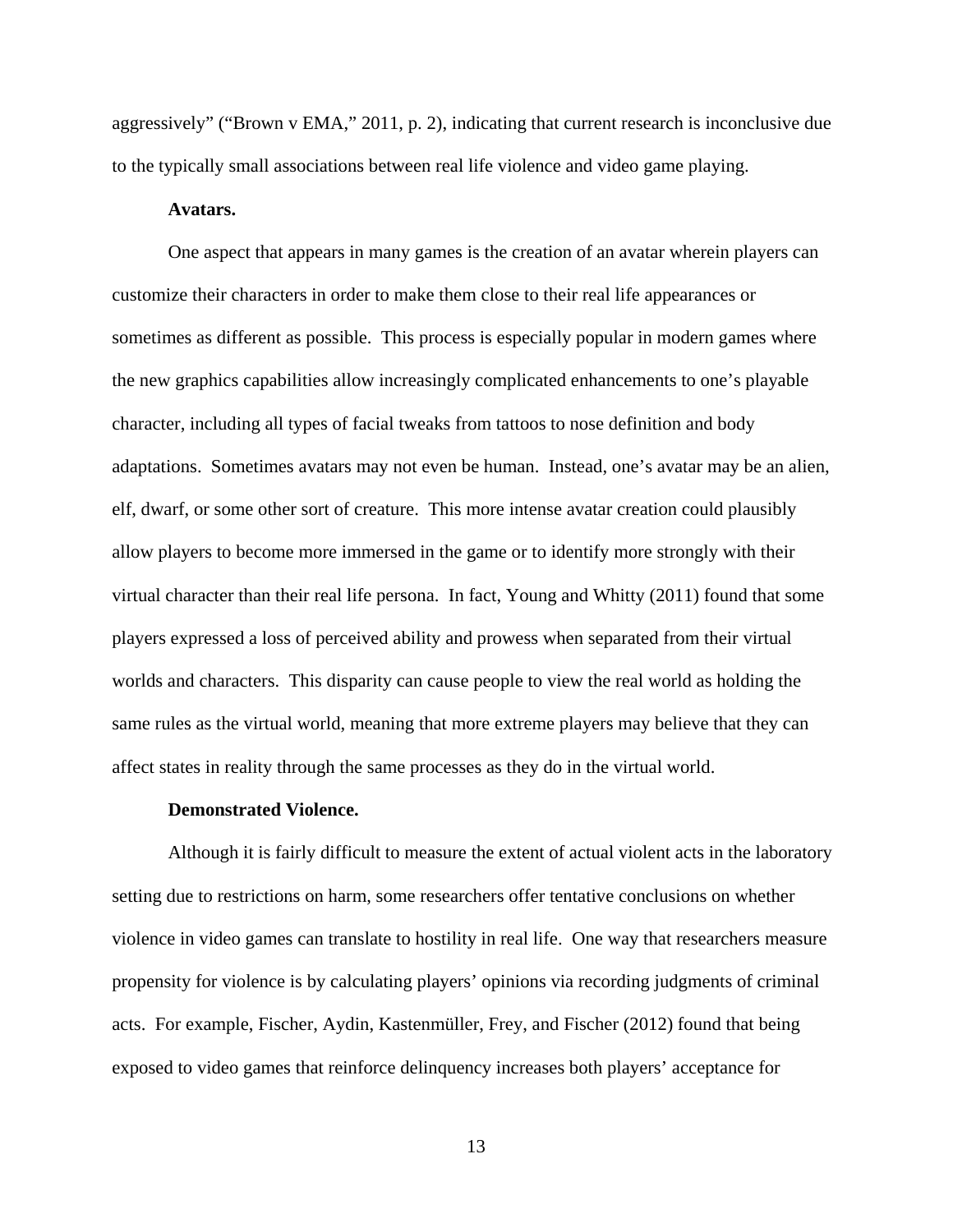aggressively" ("Brown v EMA," 2011, p. 2), indicating that current research is inconclusive due to the typically small associations between real life violence and video game playing.

### Avatars.

One aspect that appears in many games is the creation of an avatar wherein players can customize their characters in order to make them close to their real life appearances or sometimes as different as possible. This process is especially popular in modern games where the new graphics capabilities allow increasingly complicated enhancements to one's playable character, including all types of facial tweaks from tattoos to nose definition and body adaptations. Sometimes avatars may not even be human. Instead, one's avatar may be an alien, elf, dwarf, or some other sort of creature. This more intense avatar creation could plausibly allow players to become more immersed in the game or to identify more strongly with their virtual character than their real life persona. In fact, Young and Whitty (2011) found that some players expressed a loss of perceived ability and prowess when separated from their virtual worlds and characters. This disparity can cause people to view the real world as holding the same rules as the virtual world, meaning that more extreme players may believe that they can affect states in reality through the same processes as they do in the virtual world.

### Demonstrated Violence.

Although it is fairly difficult to measure the extent of actual violent acts in the laboratory setting due to restrictions on harm, some researchers offer tentative conclusions on whether violence in video games can translate to hostility in real life. One way that researchers measure propensity for violence is by calculating players' opinions via recording judgments of criminal acts. For example, Fischer, Aydin, Kastenmüller, Frey, and Fischer (2012) found that being exposed to video games that reinforce delinquency increases both players' acceptance for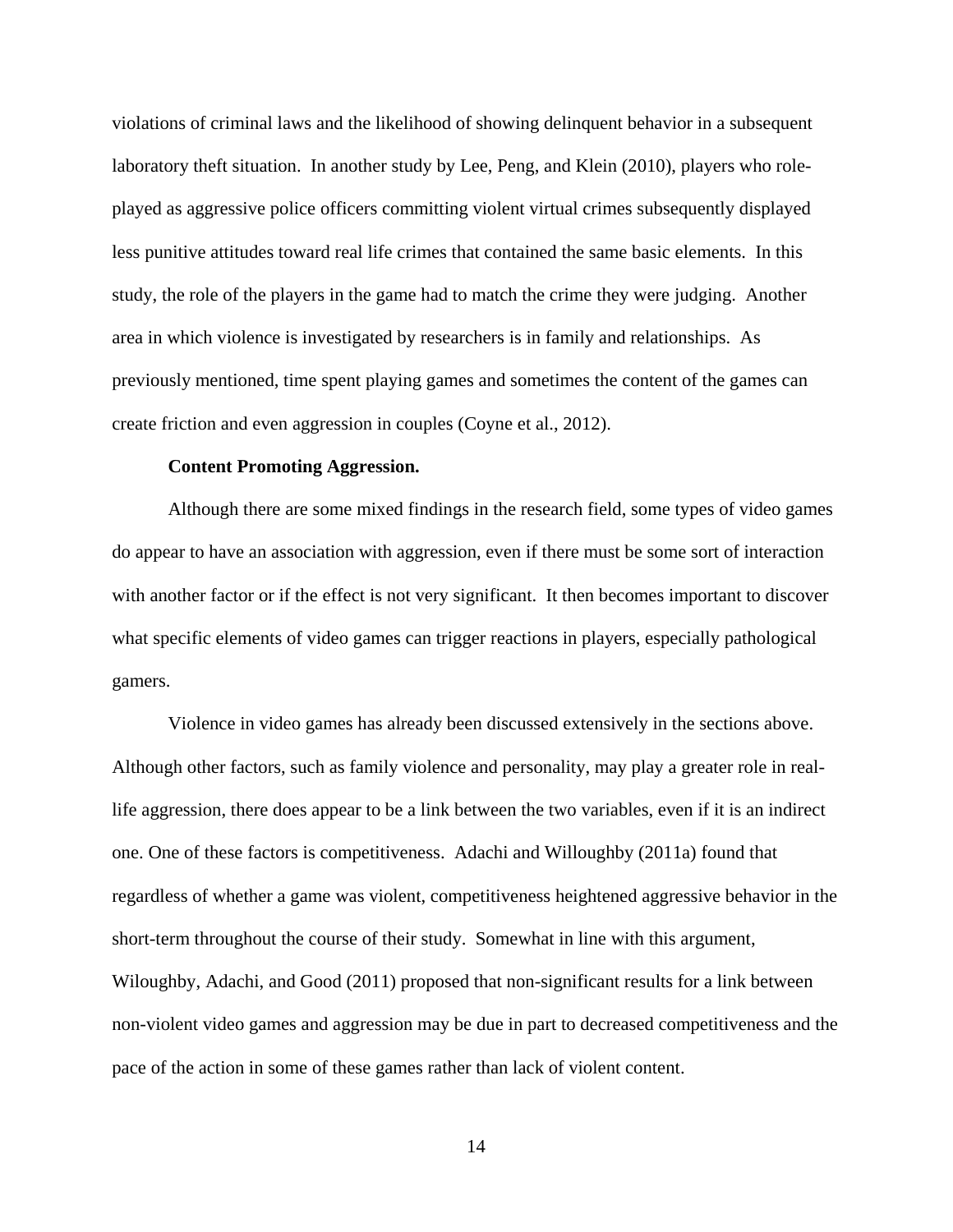violations of criminal laws and the likelihood of showing delinquent behavior in a subsequent laboratory theft situation. In another study by Lee, Peng, and Klein (2010), players who role-played as aggressive police officers committing violent virtual crimes subsequently displayed less punitive attitudes toward real life crimes that contained the same basic elements. In this study, the role of the players in the game had to match the crime they were judging. Another area in which violence is investigated by researchers is in family and relationships. As previously mentioned, time spent playing games and sometimes the content of the games can create friction and even aggression in couples (Coyne et al., 2012).

#### Content Promoting Aggression.

Although there are some mixed findings in the research field, some types of video games do appear to have an association with aggression, even if there must be some sort of interaction with another factor or if the effect is not very significant. It then becomes important to discover what specific elements of video games can trigger reactions in players, especially pathological gamers.

Violence in video games has already been discussed extensively in the sections above. Although other factors, such as family violence and personality, may play a greater role in real-life aggression, there does appear to be a link between the two variables, even if it is an indirect one. One of these factors is competitiveness. Adachi and Willoughby (2011a) found that regardless of whether a game was violent, competitiveness heightened aggressive behavior in the short-term throughout the course of their study. Somewhat in line with this argument, Wiloughby, Adachi, and Good (2011) proposed that non-significant results for a link between non-violent video games and aggression may be due in part to decreased competitiveness and the pace of the action in some of these games rather than lack of violent content.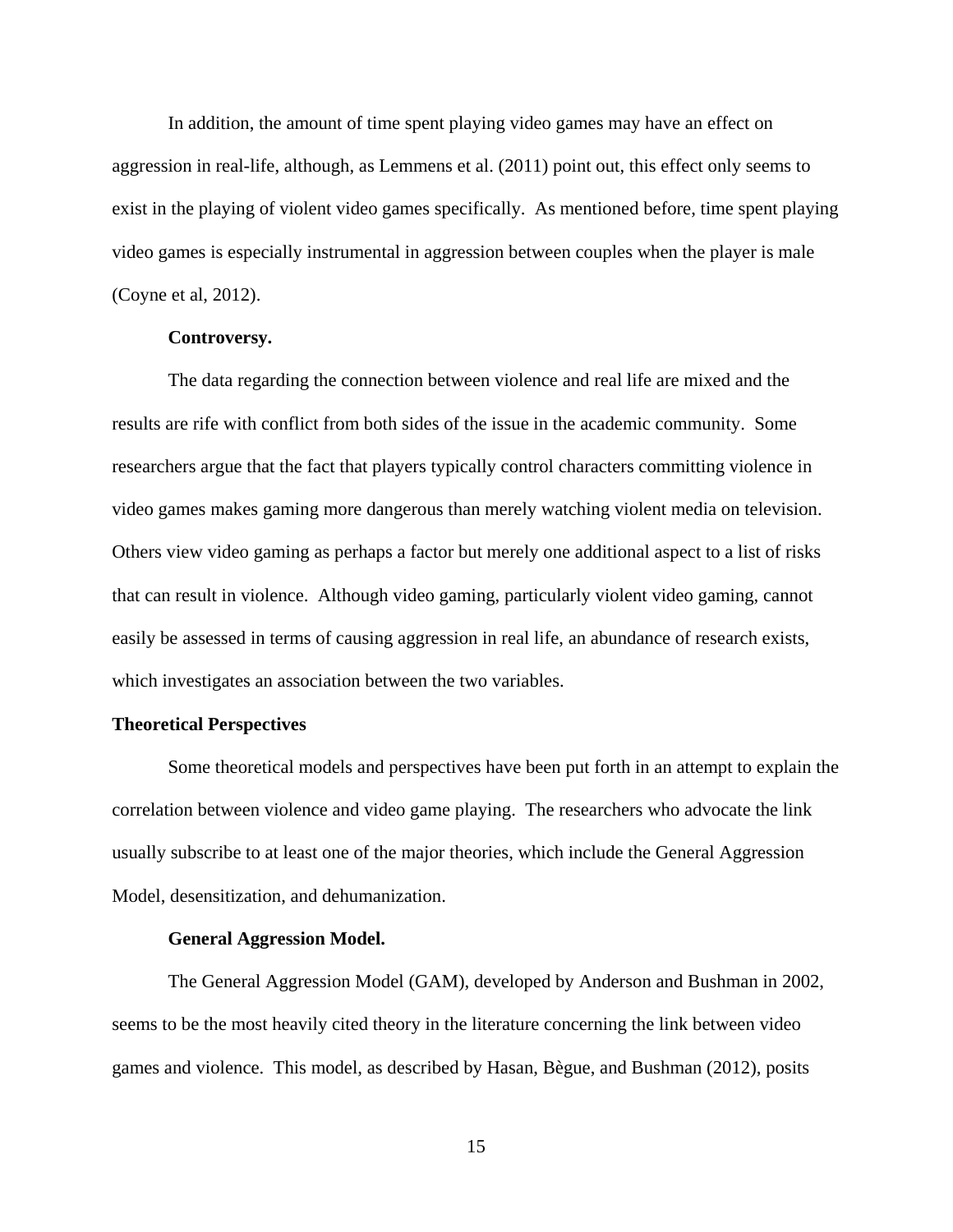In addition, the amount of time spent playing video games may have an effect on aggression in real-life, although, as Lemmens et al. (2011) point out, this effect only seems to exist in the playing of violent video games specifically. As mentioned before, time spent playing video games is especially instrumental in aggression between couples when the player is male (Coyne et al, 2012).

#### Controversy.

The data regarding the connection between violence and real life are mixed and the results are rife with conflict from both sides of the issue in the academic community. Some researchers argue that the fact that players typically control characters committing violence in video games makes gaming more dangerous than merely watching violent media on television. Others view video gaming as perhaps a factor but merely one additional aspect to a list of risks that can result in violence. Although video gaming, particularly violent video gaming, cannot easily be assessed in terms of causing aggression in real life, an abundance of research exists, which investigates an association between the two variables.

### Theoretical Perspectives

Some theoretical models and perspectives have been put forth in an attempt to explain the correlation between violence and video game playing. The researchers who advocate the link usually subscribe to at least one of the major theories, which include the General Aggression Model, desensitization, and dehumanization.

#### General Aggression Model.

The General Aggression Model (GAM), developed by Anderson and Bushman in 2002, seems to be the most heavily cited theory in the literature concerning the link between video games and violence. This model, as described by Hasan, Bègue, and Bushman (2012), posits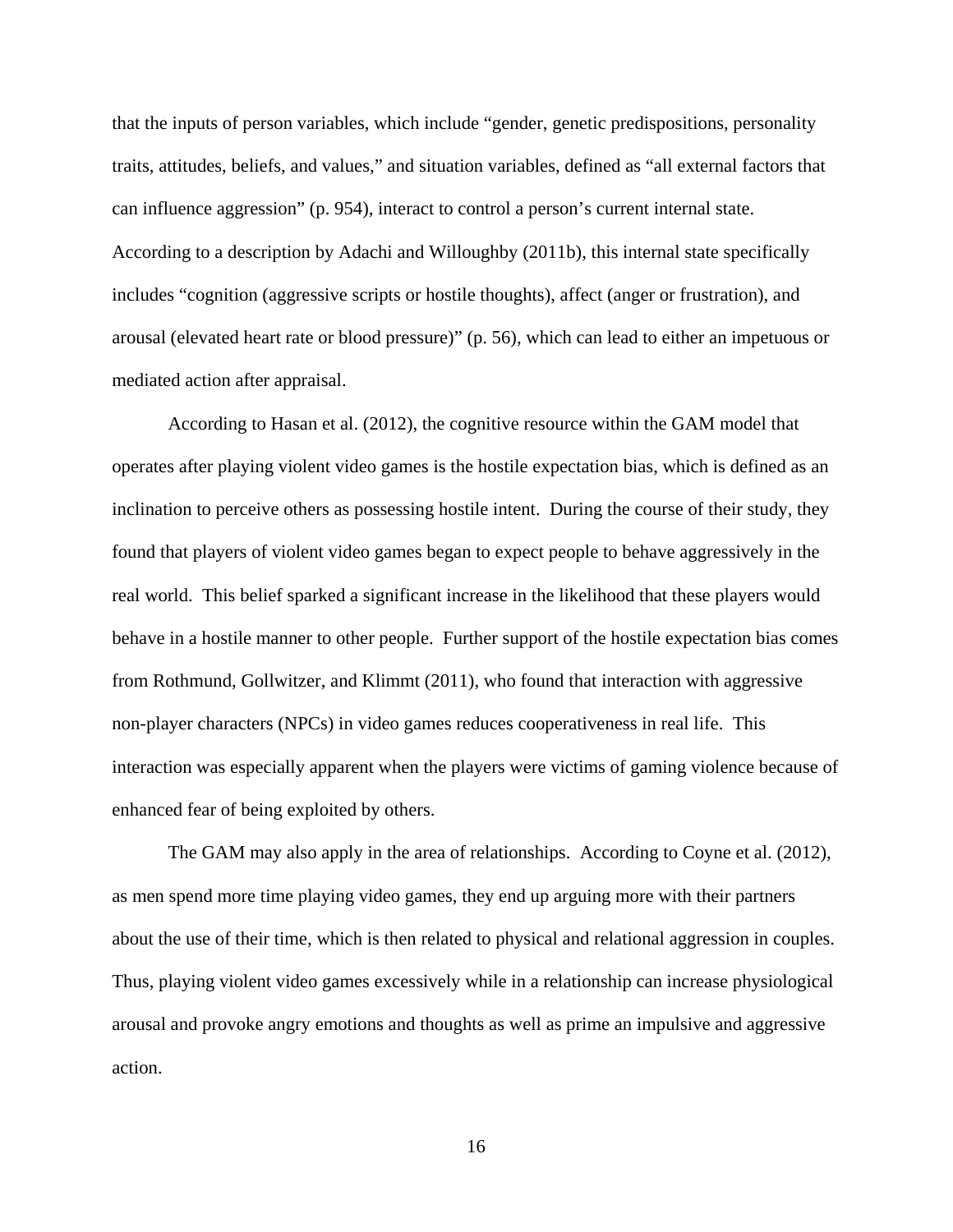that the inputs of person variables, which include "gender, genetic predispositions, personality traits, attitudes, beliefs, and values," and situation variables, defined as "all external factors that can influence aggression" (p. 954), interact to control a person's current internal state. According to a description by Adachi and Willoughby (2011b), this internal state specifically includes "cognition (aggressive scripts or hostile thoughts), affect (anger or frustration), and arousal (elevated heart rate or blood pressure)" (p. 56), which can lead to either an impetuous or mediated action after appraisal.

According to Hasan et al. (2012), the cognitive resource within the GAM model that operates after playing violent video games is the hostile expectation bias, which is defined as an inclination to perceive others as possessing hostile intent. During the course of their study, they found that players of violent video games began to expect people to behave aggressively in the real world. This belief sparked a significant increase in the likelihood that these players would behave in a hostile manner to other people. Further support of the hostile expectation bias comes from Rothmund, Gollwitzer, and Klimmt (2011), who found that interaction with aggressive non-player characters (NPCs) in video games reduces cooperativeness in real life. This interaction was especially apparent when the players were victims of gaming violence because of enhanced fear of being exploited by others.

The GAM may also apply in the area of relationships. According to Coyne et al. (2012), as men spend more time playing video games, they end up arguing more with their partners about the use of their time, which is then related to physical and relational aggression in couples. Thus, playing violent video games excessively while in a relationship can increase physiological arousal and provoke angry emotions and thoughts as well as prime an impulsive and aggressive action.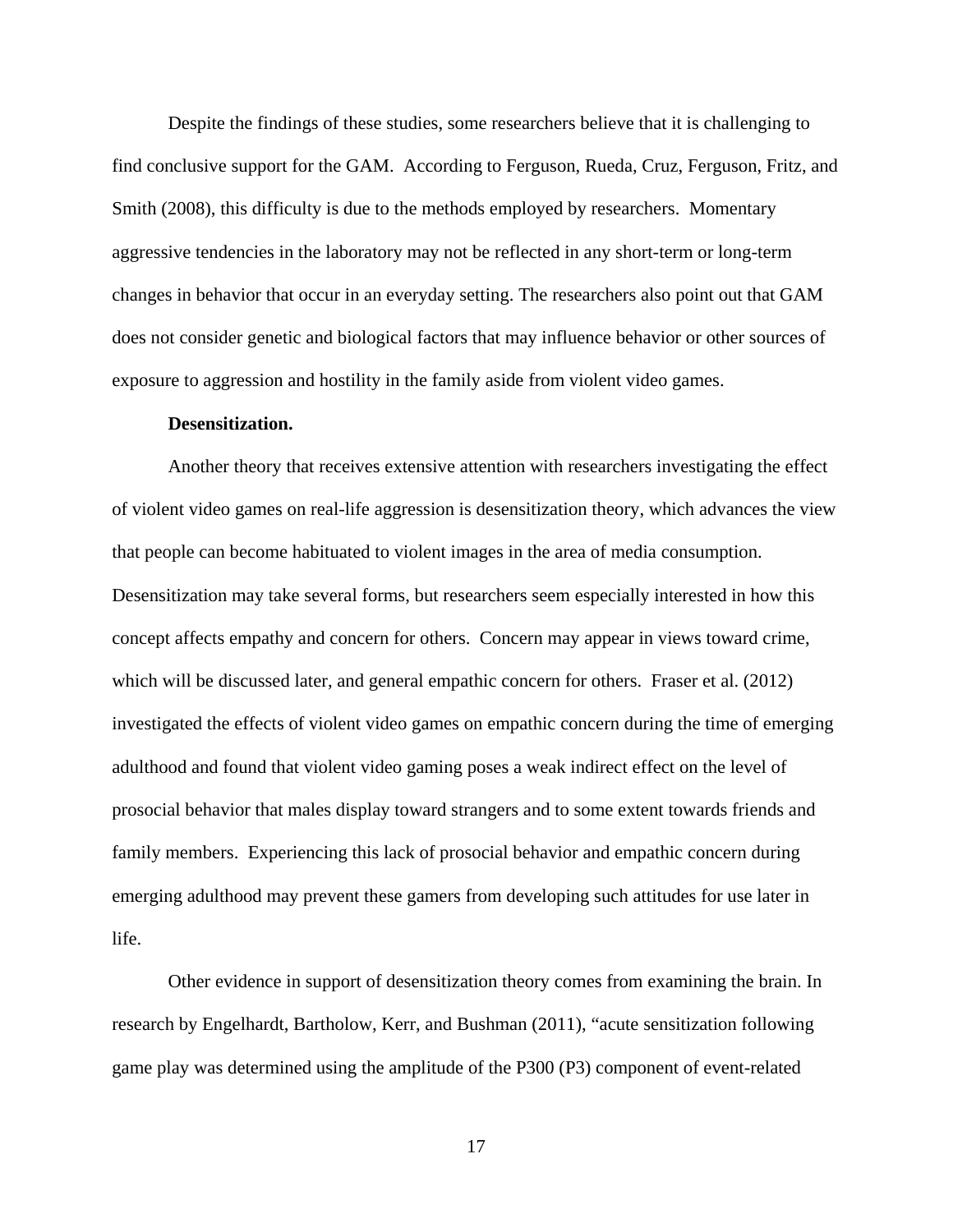Despite the findings of these studies, some researchers believe that it is challenging to find conclusive support for the GAM. According to Ferguson, Rueda, Cruz, Ferguson, Fritz, and Smith (2008), this difficulty is due to the methods employed by researchers. Momentary aggressive tendencies in the laboratory may not be reflected in any short-term or long-term changes in behavior that occur in an everyday setting. The researchers also point out that GAM does not consider genetic and biological factors that may influence behavior or other sources of exposure to aggression and hostility in the family aside from violent video games.

**Desensitization.**

Another theory that receives extensive attention with researchers investigating the effect of violent video games on real-life aggression is desensitization theory, which advances the view that people can become habituated to violent images in the area of media consumption. Desensitization may take several forms, but researchers seem especially interested in how this concept affects empathy and concern for others. Concern may appear in views toward crime, which will be discussed later, and general empathic concern for others. Fraser et al. (2012) investigated the effects of violent video games on empathic concern during the time of emerging adulthood and found that violent video gaming poses a weak indirect effect on the level of prosocial behavior that males display toward strangers and to some extent towards friends and family members. Experiencing this lack of prosocial behavior and empathic concern during emerging adulthood may prevent these gamers from developing such attitudes for use later in life.

Other evidence in support of desensitization theory comes from examining the brain. In research by Engelhardt, Bartholow, Kerr, and Bushman (2011), "acute sensitization following game play was determined using the amplitude of the P300 (P3) component of event-related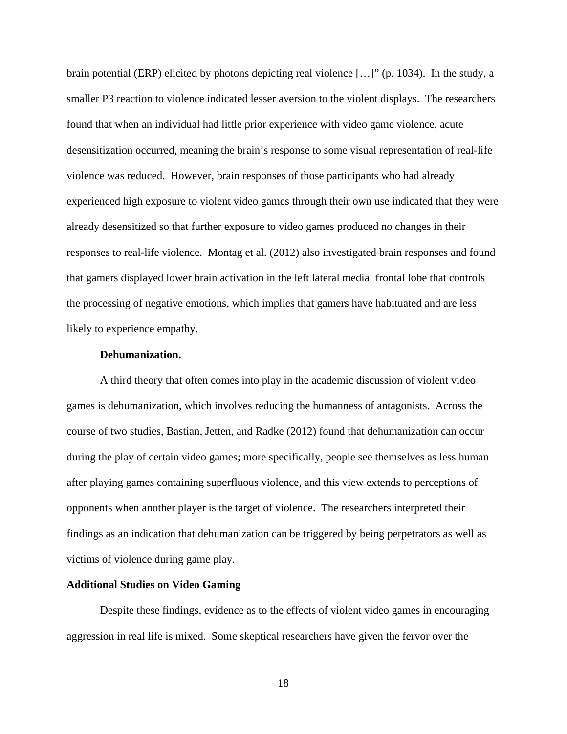brain potential (ERP) elicited by photons depicting real violence […]" (p. 1034). In the study, a smaller P3 reaction to violence indicated lesser aversion to the violent displays. The researchers found that when an individual had little prior experience with video game violence, acute desensitization occurred, meaning the brain's response to some visual representation of real-life violence was reduced. However, brain responses of those participants who had already experienced high exposure to violent video games through their own use indicated that they were already desensitized so that further exposure to video games produced no changes in their responses to real-life violence. Montag et al. (2012) also investigated brain responses and found that gamers displayed lower brain activation in the left lateral medial frontal lobe that controls the processing of negative emotions, which implies that gamers have habituated and are less likely to experience empathy.

#### Dehumanization.

A third theory that often comes into play in the academic discussion of violent video games is dehumanization, which involves reducing the humanness of antagonists. Across the course of two studies, Bastian, Jetten, and Radke (2012) found that dehumanization can occur during the play of certain video games; more specifically, people see themselves as less human after playing games containing superfluous violence, and this view extends to perceptions of opponents when another player is the target of violence. The researchers interpreted their findings as an indication that dehumanization can be triggered by being perpetrators as well as victims of violence during game play.

### Additional Studies on Video Gaming

Despite these findings, evidence as to the effects of violent video games in encouraging aggression in real life is mixed. Some skeptical researchers have given the fervor over the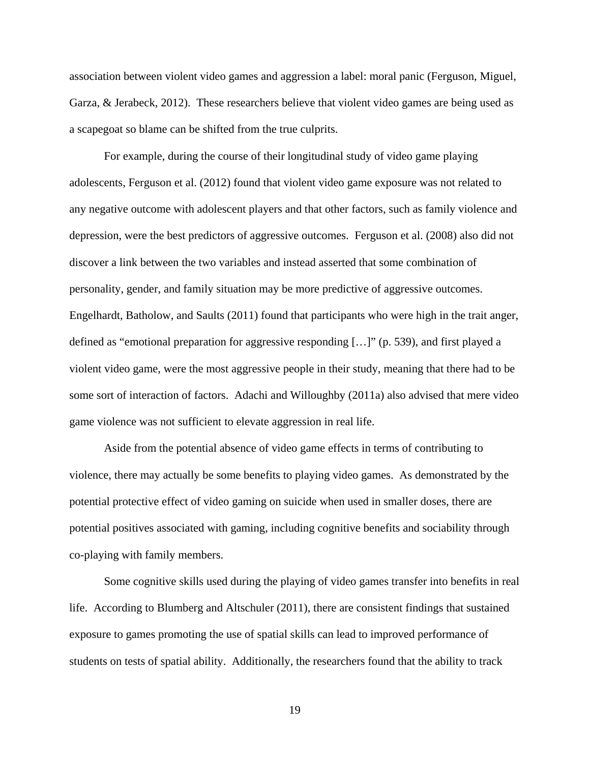association between violent video games and aggression a label: moral panic (Ferguson, Miguel, Garza, & Jerabeck, 2012). These researchers believe that violent video games are being used as a scapegoat so blame can be shifted from the true culprits.

For example, during the course of their longitudinal study of video game playing adolescents, Ferguson et al. (2012) found that violent video game exposure was not related to any negative outcome with adolescent players and that other factors, such as family violence and depression, were the best predictors of aggressive outcomes. Ferguson et al. (2008) also did not discover a link between the two variables and instead asserted that some combination of personality, gender, and family situation may be more predictive of aggressive outcomes. Engelhardt, Batholow, and Saults (2011) found that participants who were high in the trait anger, defined as "emotional preparation for aggressive responding […]" (p. 539), and first played a violent video game, were the most aggressive people in their study, meaning that there had to be some sort of interaction of factors. Adachi and Willoughby (2011a) also advised that mere video game violence was not sufficient to elevate aggression in real life.

Aside from the potential absence of video game effects in terms of contributing to violence, there may actually be some benefits to playing video games. As demonstrated by the potential protective effect of video gaming on suicide when used in smaller doses, there are potential positives associated with gaming, including cognitive benefits and sociability through co-playing with family members.

Some cognitive skills used during the playing of video games transfer into benefits in real life. According to Blumberg and Altschuler (2011), there are consistent findings that sustained exposure to games promoting the use of spatial skills can lead to improved performance of students on tests of spatial ability. Additionally, the researchers found that the ability to track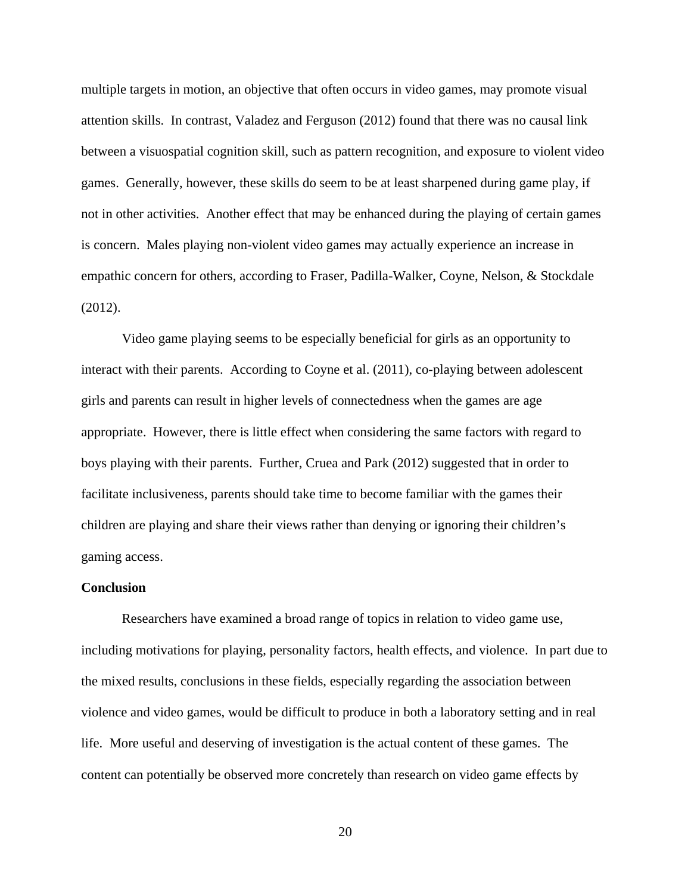multiple targets in motion, an objective that often occurs in video games, may promote visual attention skills. In contrast, Valadez and Ferguson (2012) found that there was no causal link between a visuospatial cognition skill, such as pattern recognition, and exposure to violent video games. Generally, however, these skills do seem to be at least sharpened during game play, if not in other activities. Another effect that may be enhanced during the playing of certain games is concern. Males playing non-violent video games may actually experience an increase in empathic concern for others, according to Fraser, Padilla-Walker, Coyne, Nelson, & Stockdale (2012).

Video game playing seems to be especially beneficial for girls as an opportunity to interact with their parents. According to Coyne et al. (2011), co-playing between adolescent girls and parents can result in higher levels of connectedness when the games are age appropriate. However, there is little effect when considering the same factors with regard to boys playing with their parents. Further, Cruea and Park (2012) suggested that in order to facilitate inclusiveness, parents should take time to become familiar with the games their children are playing and share their views rather than denying or ignoring their children's gaming access.

**Conclusion**

Researchers have examined a broad range of topics in relation to video game use, including motivations for playing, personality factors, health effects, and violence. In part due to the mixed results, conclusions in these fields, especially regarding the association between violence and video games, would be difficult to produce in both a laboratory setting and in real life. More useful and deserving of investigation is the actual content of these games. The content can potentially be observed more concretely than research on video game effects by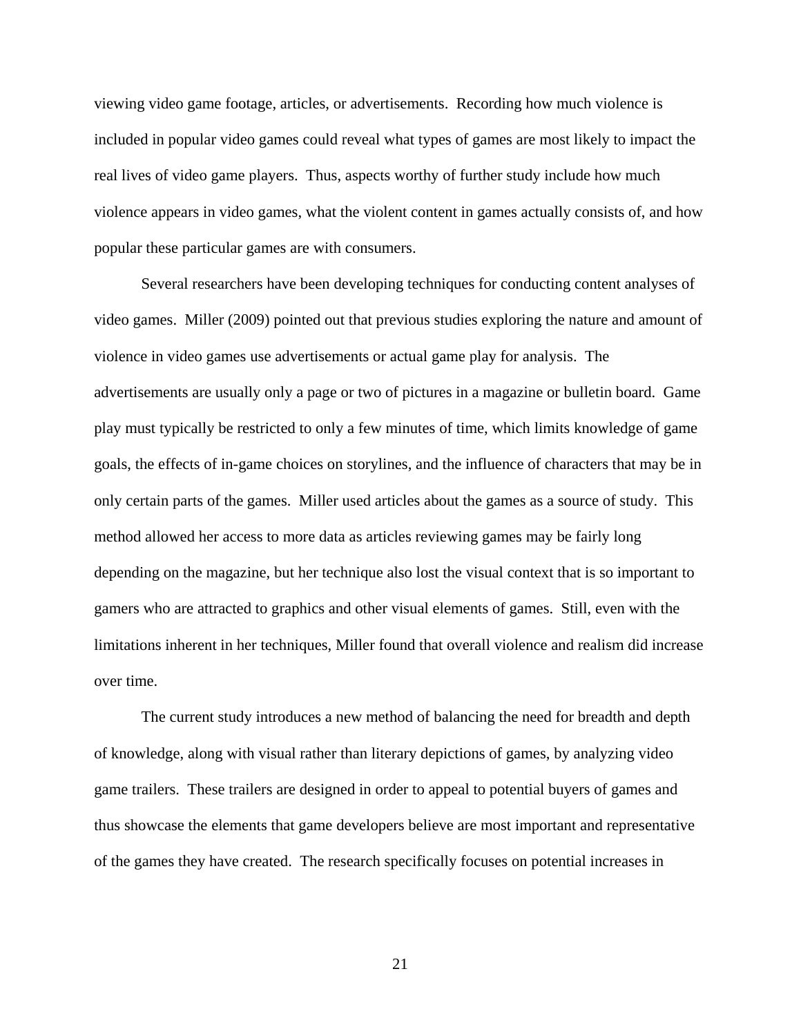viewing video game footage, articles, or advertisements. Recording how much violence is included in popular video games could reveal what types of games are most likely to impact the real lives of video game players. Thus, aspects worthy of further study include how much violence appears in video games, what the violent content in games actually consists of, and how popular these particular games are with consumers.

Several researchers have been developing techniques for conducting content analyses of video games. Miller (2009) pointed out that previous studies exploring the nature and amount of violence in video games use advertisements or actual game play for analysis. The advertisements are usually only a page or two of pictures in a magazine or bulletin board. Game play must typically be restricted to only a few minutes of time, which limits knowledge of game goals, the effects of in-game choices on storylines, and the influence of characters that may be in only certain parts of the games. Miller used articles about the games as a source of study. This method allowed her access to more data as articles reviewing games may be fairly long depending on the magazine, but her technique also lost the visual context that is so important to gamers who are attracted to graphics and other visual elements of games. Still, even with the limitations inherent in her techniques, Miller found that overall violence and realism did increase over time.

The current study introduces a new method of balancing the need for breadth and depth of knowledge, along with visual rather than literary depictions of games, by analyzing video game trailers. These trailers are designed in order to appeal to potential buyers of games and thus showcase the elements that game developers believe are most important and representative of the games they have created. The research specifically focuses on potential increases in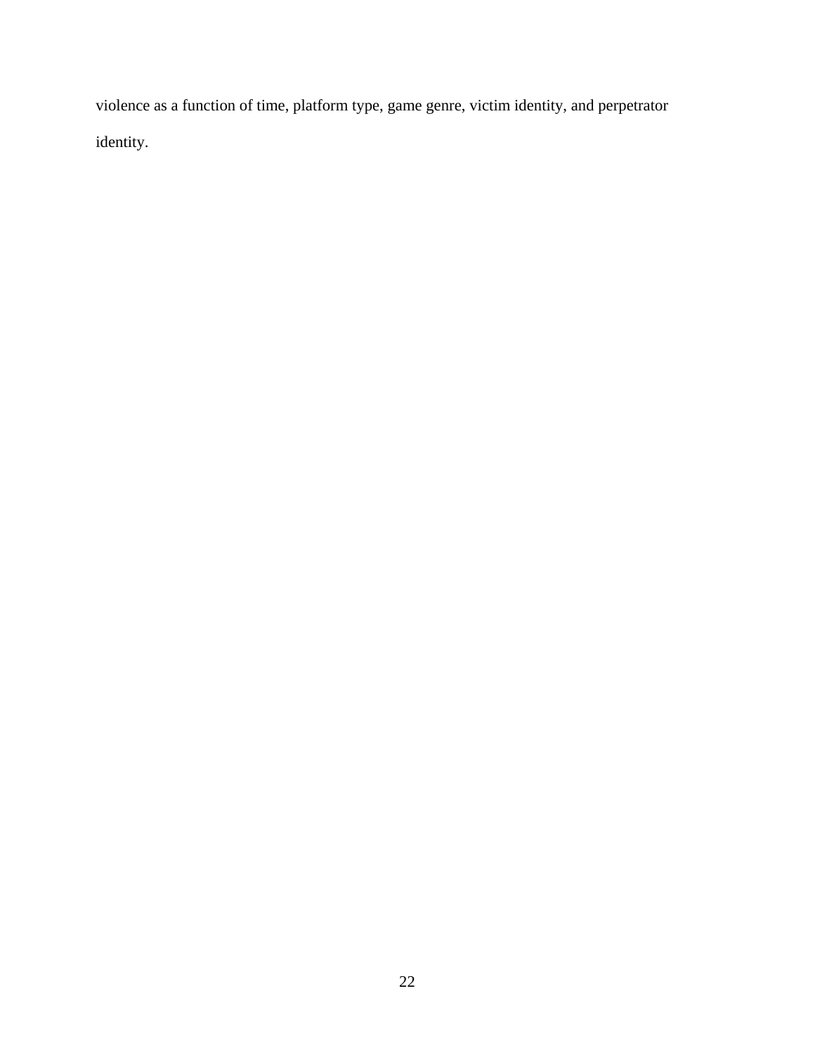violence as a function of time, platform type, game genre, victim identity, and perpetrator identity.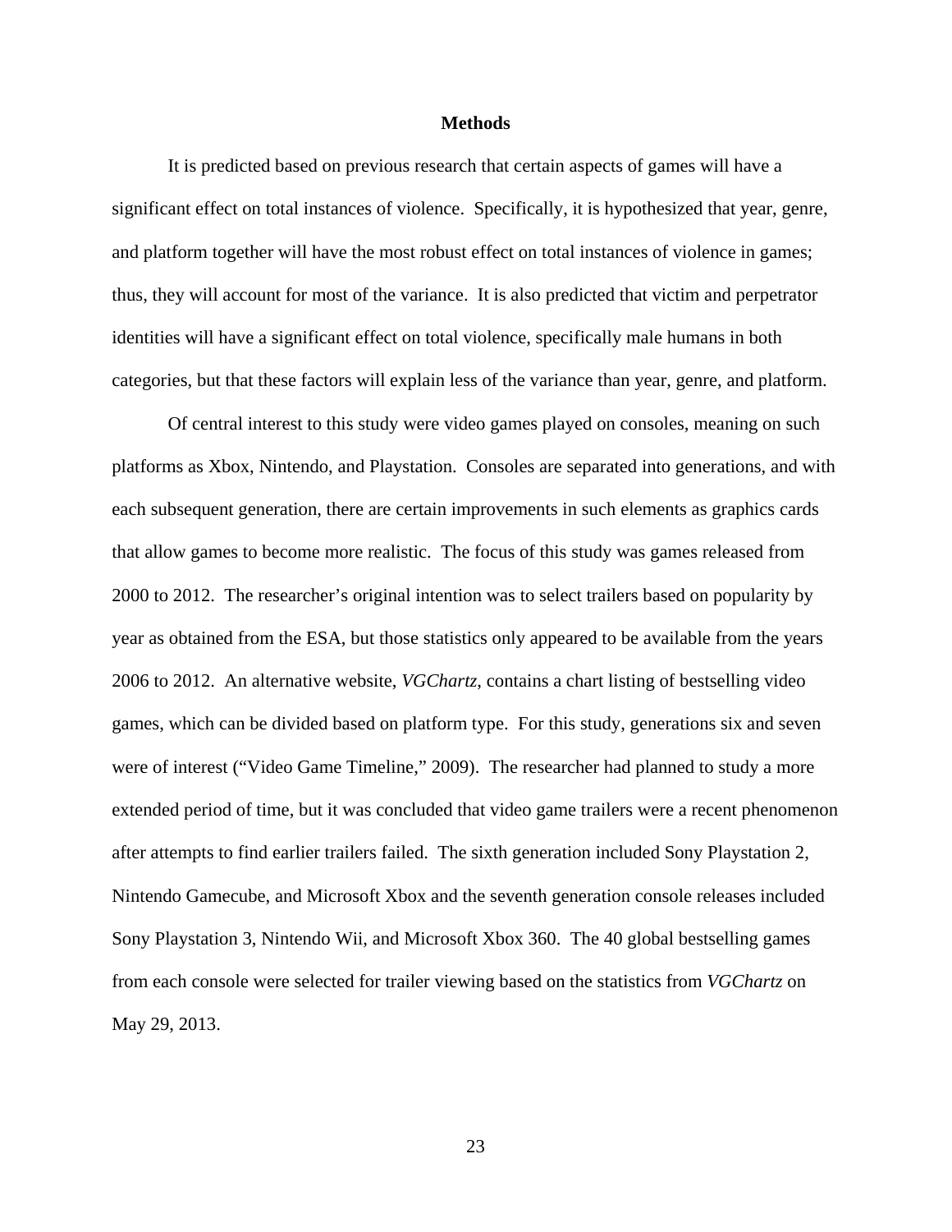# Methods

It is predicted based on previous research that certain aspects of games will have a significant effect on total instances of violence. Specifically, it is hypothesized that year, genre, and platform together will have the most robust effect on total instances of violence in games; thus, they will account for most of the variance. It is also predicted that victim and perpetrator identities will have a significant effect on total violence, specifically male humans in both categories, but that these factors will explain less of the variance than year, genre, and platform.

Of central interest to this study were video games played on consoles, meaning on such platforms as Xbox, Nintendo, and Playstation. Consoles are separated into generations, and with each subsequent generation, there are certain improvements in such elements as graphics cards that allow games to become more realistic. The focus of this study was games released from 2000 to 2012. The researcher's original intention was to select trailers based on popularity by year as obtained from the ESA, but those statistics only appeared to be available from the years 2006 to 2012. An alternative website, *VGChartz*, contains a chart listing of bestselling video games, which can be divided based on platform type. For this study, generations six and seven were of interest ("Video Game Timeline," 2009). The researcher had planned to study a more extended period of time, but it was concluded that video game trailers were a recent phenomenon after attempts to find earlier trailers failed. The sixth generation included Sony Playstation 2, Nintendo Gamecube, and Microsoft Xbox and the seventh generation console releases included Sony Playstation 3, Nintendo Wii, and Microsoft Xbox 360. The 40 global bestselling games from each console were selected for trailer viewing based on the statistics from *VGChartz* on May 29, 2013.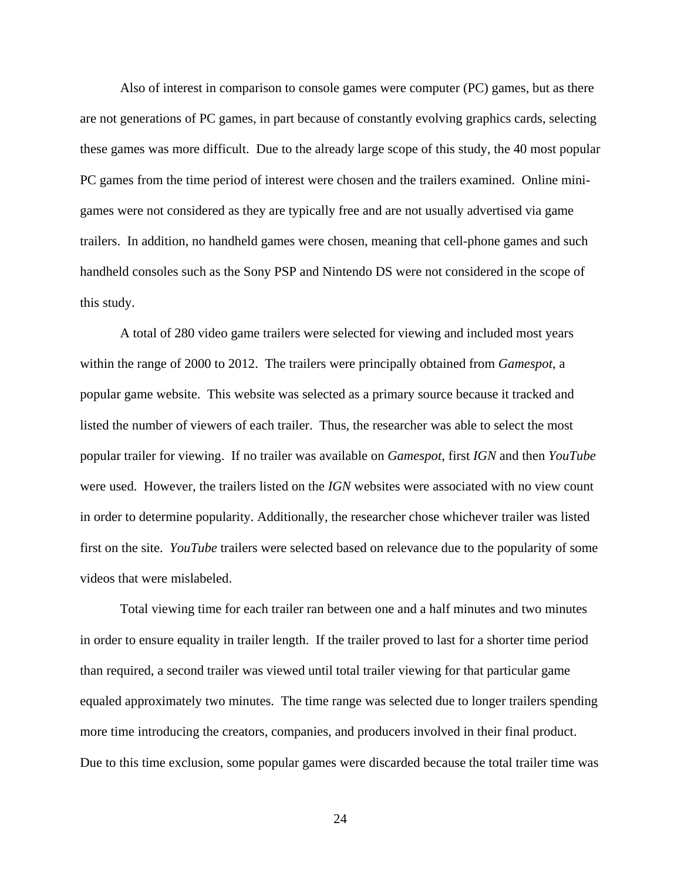Also of interest in comparison to console games were computer (PC) games, but as there are not generations of PC games, in part because of constantly evolving graphics cards, selecting these games was more difficult. Due to the already large scope of this study, the 40 most popular PC games from the time period of interest were chosen and the trailers examined. Online mini-games were not considered as they are typically free and are not usually advertised via game trailers. In addition, no handheld games were chosen, meaning that cell-phone games and such handheld consoles such as the Sony PSP and Nintendo DS were not considered in the scope of this study.

A total of 280 video game trailers were selected for viewing and included most years within the range of 2000 to 2012. The trailers were principally obtained from *Gamespot*, a popular game website. This website was selected as a primary source because it tracked and listed the number of viewers of each trailer. Thus, the researcher was able to select the most popular trailer for viewing. If no trailer was available on *Gamespot*, first *IGN* and then *YouTube* were used. However, the trailers listed on the *IGN* websites were associated with no view count in order to determine popularity. Additionally, the researcher chose whichever trailer was listed first on the site. *YouTube* trailers were selected based on relevance due to the popularity of some videos that were mislabeled.

Total viewing time for each trailer ran between one and a half minutes and two minutes in order to ensure equality in trailer length. If the trailer proved to last for a shorter time period than required, a second trailer was viewed until total trailer viewing for that particular game equaled approximately two minutes. The time range was selected due to longer trailers spending more time introducing the creators, companies, and producers involved in their final product. Due to this time exclusion, some popular games were discarded because the total trailer time was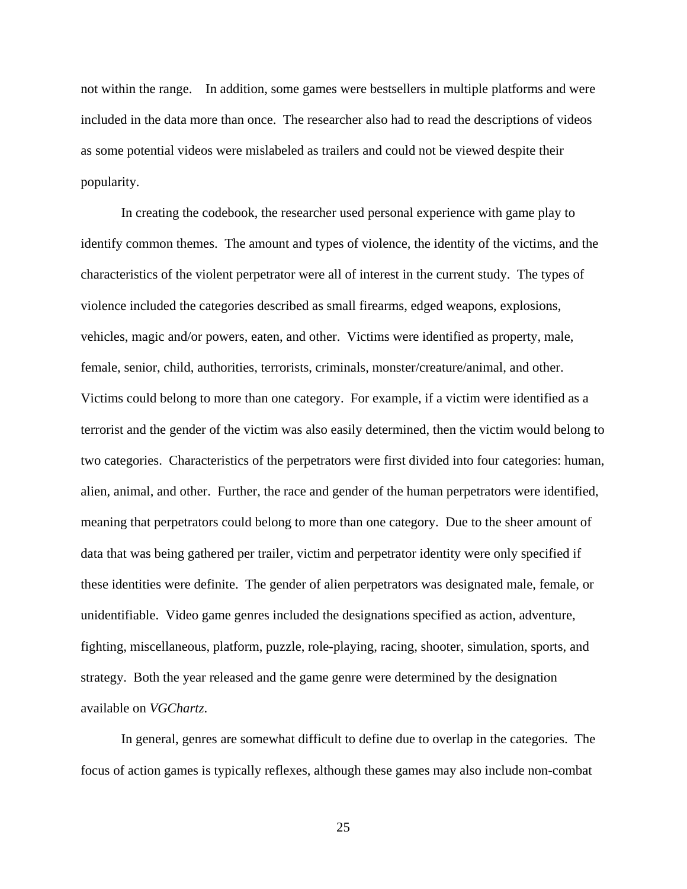not within the range.   In addition, some games were bestsellers in multiple platforms and were included in the data more than once.  The researcher also had to read the descriptions of videos as some potential videos were mislabeled as trailers and could not be viewed despite their popularity.

In creating the codebook, the researcher used personal experience with game play to identify common themes.  The amount and types of violence, the identity of the victims, and the characteristics of the violent perpetrator were all of interest in the current study.  The types of violence included the categories described as small firearms, edged weapons, explosions, vehicles, magic and/or powers, eaten, and other.  Victims were identified as property, male, female, senior, child, authorities, terrorists, criminals, monster/creature/animal, and other.  Victims could belong to more than one category.  For example, if a victim were identified as a terrorist and the gender of the victim was also easily determined, then the victim would belong to two categories.  Characteristics of the perpetrators were first divided into four categories: human, alien, animal, and other.  Further, the race and gender of the human perpetrators were identified, meaning that perpetrators could belong to more than one category.  Due to the sheer amount of data that was being gathered per trailer, victim and perpetrator identity were only specified if these identities were definite.  The gender of alien perpetrators was designated male, female, or unidentifiable.  Video game genres included the designations specified as action, adventure, fighting, miscellaneous, platform, puzzle, role-playing, racing, shooter, simulation, sports, and strategy.  Both the year released and the game genre were determined by the designation available on *VGChartz*.

In general, genres are somewhat difficult to define due to overlap in the categories.  The focus of action games is typically reflexes, although these games may also include non-combat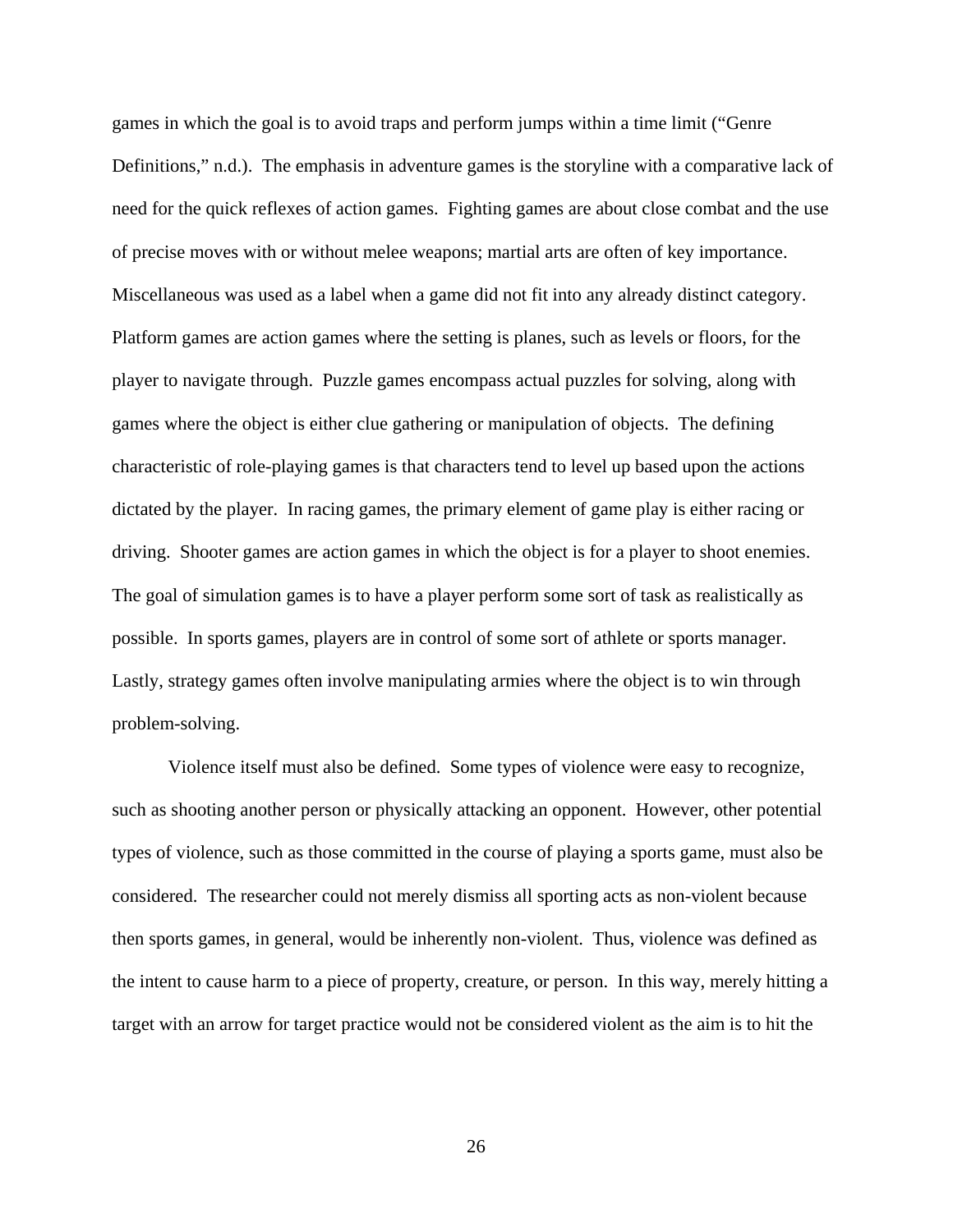games in which the goal is to avoid traps and perform jumps within a time limit ("Genre Definitions," n.d.). The emphasis in adventure games is the storyline with a comparative lack of need for the quick reflexes of action games. Fighting games are about close combat and the use of precise moves with or without melee weapons; martial arts are often of key importance. Miscellaneous was used as a label when a game did not fit into any already distinct category. Platform games are action games where the setting is planes, such as levels or floors, for the player to navigate through. Puzzle games encompass actual puzzles for solving, along with games where the object is either clue gathering or manipulation of objects. The defining characteristic of role-playing games is that characters tend to level up based upon the actions dictated by the player. In racing games, the primary element of game play is either racing or driving. Shooter games are action games in which the object is for a player to shoot enemies. The goal of simulation games is to have a player perform some sort of task as realistically as possible. In sports games, players are in control of some sort of athlete or sports manager. Lastly, strategy games often involve manipulating armies where the object is to win through problem-solving.

Violence itself must also be defined. Some types of violence were easy to recognize, such as shooting another person or physically attacking an opponent. However, other potential types of violence, such as those committed in the course of playing a sports game, must also be considered. The researcher could not merely dismiss all sporting acts as non-violent because then sports games, in general, would be inherently non-violent. Thus, violence was defined as the intent to cause harm to a piece of property, creature, or person. In this way, merely hitting a target with an arrow for target practice would not be considered violent as the aim is to hit the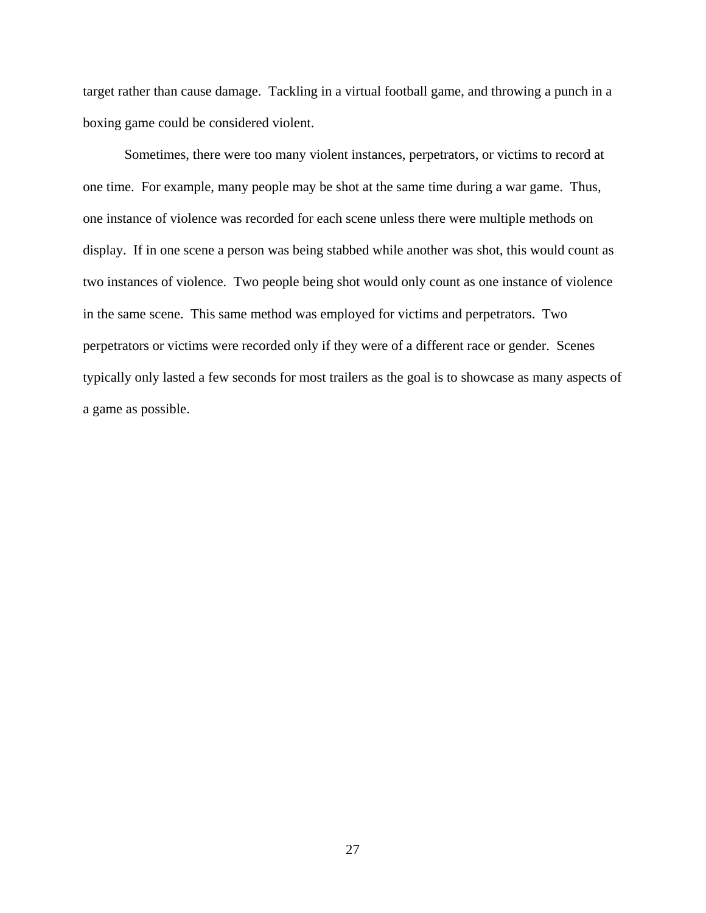target rather than cause damage. Tackling in a virtual football game, and throwing a punch in a boxing game could be considered violent.

Sometimes, there were too many violent instances, perpetrators, or victims to record at one time. For example, many people may be shot at the same time during a war game. Thus, one instance of violence was recorded for each scene unless there were multiple methods on display. If in one scene a person was being stabbed while another was shot, this would count as two instances of violence. Two people being shot would only count as one instance of violence in the same scene. This same method was employed for victims and perpetrators. Two perpetrators or victims were recorded only if they were of a different race or gender. Scenes typically only lasted a few seconds for most trailers as the goal is to showcase as many aspects of a game as possible.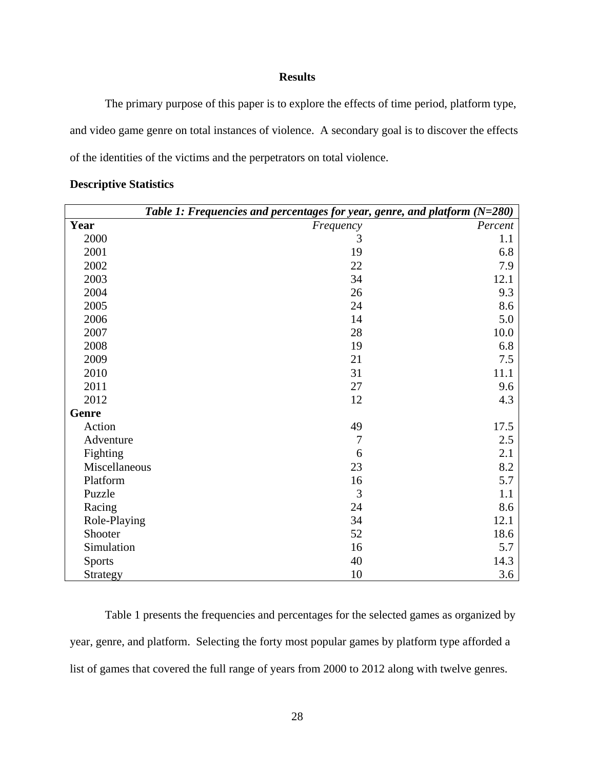## Results

The primary purpose of this paper is to explore the effects of time period, platform type, and video game genre on total instances of violence. A secondary goal is to discover the effects of the identities of the victims and the perpetrators on total violence.

### Descriptive Statistics

| ***Table 1: Frequencies and percentages for year, genre, and platform (N=280)*** | | |
|---|---|---|
| **Year** | *Frequency* | *Percent* |
| 2000 | 3 | 1.1 |
| 2001 | 19 | 6.8 |
| 2002 | 22 | 7.9 |
| 2003 | 34 | 12.1 |
| 2004 | 26 | 9.3 |
| 2005 | 24 | 8.6 |
| 2006 | 14 | 5.0 |
| 2007 | 28 | 10.0 |
| 2008 | 19 | 6.8 |
| 2009 | 21 | 7.5 |
| 2010 | 31 | 11.1 |
| 2011 | 27 | 9.6 |
| 2012 | 12 | 4.3 |
| **Genre** | | |
| Action | 49 | 17.5 |
| Adventure | 7 | 2.5 |
| Fighting | 6 | 2.1 |
| Miscellaneous | 23 | 8.2 |
| Platform | 16 | 5.7 |
| Puzzle | 3 | 1.1 |
| Racing | 24 | 8.6 |
| Role-Playing | 34 | 12.1 |
| Shooter | 52 | 18.6 |
| Simulation | 16 | 5.7 |
| Sports | 40 | 14.3 |
| Strategy | 10 | 3.6 |

Table 1 presents the frequencies and percentages for the selected games as organized by year, genre, and platform. Selecting the forty most popular games by platform type afforded a list of games that covered the full range of years from 2000 to 2012 along with twelve genres.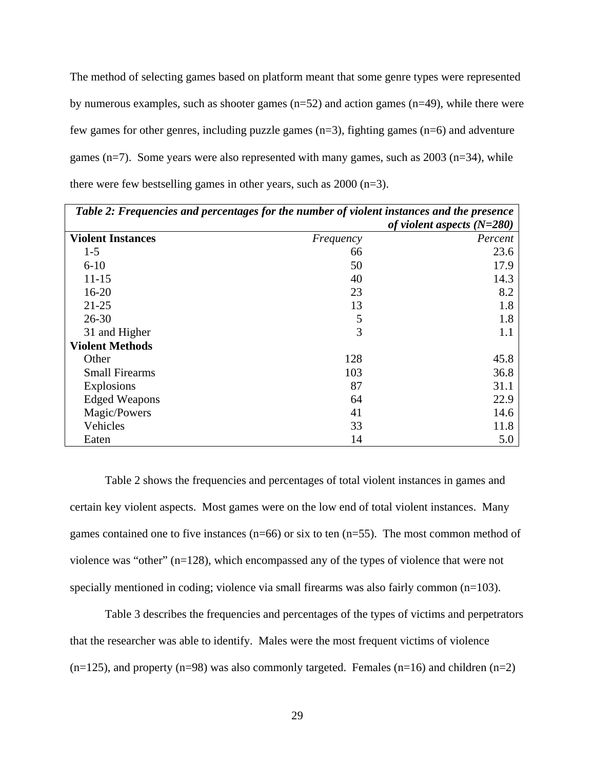The method of selecting games based on platform meant that some genre types were represented by numerous examples, such as shooter games (n=52) and action games (n=49), while there were few games for other genres, including puzzle games (n=3), fighting games (n=6) and adventure games (n=7). Some years were also represented with many games, such as 2003 (n=34), while there were few bestselling games in other years, such as 2000 (n=3).

| *Table 2: Frequencies and percentages for the number of violent instances and the presence of violent aspects (N=280)* | | |
|---|---|---|
| **Violent Instances** | *Frequency* | *Percent* |
| 1-5 | 66 | 23.6 |
| 6-10 | 50 | 17.9 |
| 11-15 | 40 | 14.3 |
| 16-20 | 23 | 8.2 |
| 21-25 | 13 | 1.8 |
| 26-30 | 5 | 1.8 |
| 31 and Higher | 3 | 1.1 |
| **Violent Methods** | | |
| Other | 128 | 45.8 |
| Small Firearms | 103 | 36.8 |
| Explosions | 87 | 31.1 |
| Edged Weapons | 64 | 22.9 |
| Magic/Powers | 41 | 14.6 |
| Vehicles | 33 | 11.8 |
| Eaten | 14 | 5.0 |

Table 2 shows the frequencies and percentages of total violent instances in games and certain key violent aspects. Most games were on the low end of total violent instances. Many games contained one to five instances (n=66) or six to ten (n=55). The most common method of violence was "other" (n=128), which encompassed any of the types of violence that were not specially mentioned in coding; violence via small firearms was also fairly common (n=103).

Table 3 describes the frequencies and percentages of the types of victims and perpetrators that the researcher was able to identify. Males were the most frequent victims of violence (n=125), and property (n=98) was also commonly targeted. Females (n=16) and children (n=2)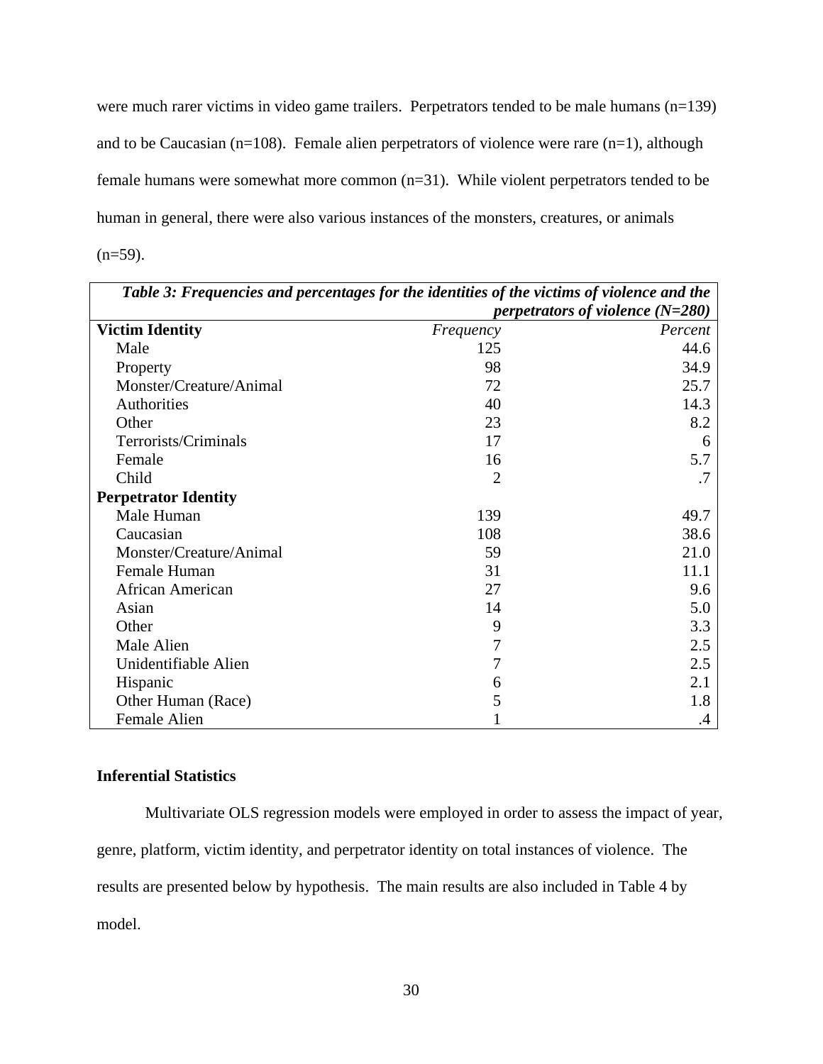were much rarer victims in video game trailers. Perpetrators tended to be male humans (n=139) and to be Caucasian (n=108). Female alien perpetrators of violence were rare (n=1), although female humans were somewhat more common (n=31). While violent perpetrators tended to be human in general, there were also various instances of the monsters, creatures, or animals (n=59).

***Table 3: Frequencies and percentages for the identities of the victims of violence and the perpetrators of violence (N=280)***

| **Victim Identity** | *Frequency* | *Percent* |
|---|---|---|
| Male | 125 | 44.6 |
| Property | 98 | 34.9 |
| Monster/Creature/Animal | 72 | 25.7 |
| Authorities | 40 | 14.3 |
| Other | 23 | 8.2 |
| Terrorists/Criminals | 17 | 6 |
| Female | 16 | 5.7 |
| Child | 2 | .7 |
| **Perpetrator Identity** | | |
| Male Human | 139 | 49.7 |
| Caucasian | 108 | 38.6 |
| Monster/Creature/Animal | 59 | 21.0 |
| Female Human | 31 | 11.1 |
| African American | 27 | 9.6 |
| Asian | 14 | 5.0 |
| Other | 9 | 3.3 |
| Male Alien | 7 | 2.5 |
| Unidentifiable Alien | 7 | 2.5 |
| Hispanic | 6 | 2.1 |
| Other Human (Race) | 5 | 1.8 |
| Female Alien | 1 | .4 |

**Inferential Statistics**

Multivariate OLS regression models were employed in order to assess the impact of year, genre, platform, victim identity, and perpetrator identity on total instances of violence. The results are presented below by hypothesis. The main results are also included in Table 4 by model.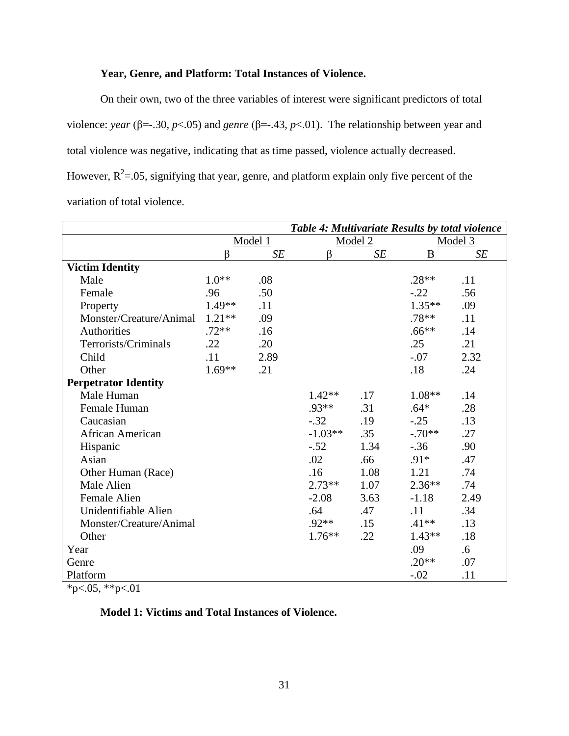**Year, Genre, and Platform: Total Instances of Violence.**

On their own, two of the three variables of interest were significant predictors of total violence: *year* (β=-.30, $p$<.05) and *genre* (β=-.43, $p$<.01). The relationship between year and total violence was negative, indicating that as time passed, violence actually decreased. However, $R^2$=.05, signifying that year, genre, and platform explain only five percent of the variation of total violence.

***Table 4: Multivariate Results by total violence***

| | Model 1 | | Model 2 | | Model 3 | |
|---|---|---|---|---|---|---|
| | β | *SE* | β | *SE* | Β | *SE* |
| **Victim Identity** | | | | | | |
| Male | 1.0** | .08 | | | .28** | .11 |
| Female | .96 | .50 | | | -.22 | .56 |
| Property | 1.49** | .11 | | | 1.35** | .09 |
| Monster/Creature/Animal | 1.21** | .09 | | | .78** | .11 |
| Authorities | .72** | .16 | | | .66** | .14 |
| Terrorists/Criminals | .22 | .20 | | | .25 | .21 |
| Child | .11 | 2.89 | | | -.07 | 2.32 |
| Other | 1.69** | .21 | | | .18 | .24 |
| **Perpetrator Identity** | | | | | | |
| Male Human | | | 1.42** | .17 | 1.08** | .14 |
| Female Human | | | .93** | .31 | .64* | .28 |
| Caucasian | | | -.32 | .19 | -.25 | .13 |
| African American | | | -1.03** | .35 | -.70** | .27 |
| Hispanic | | | -.52 | 1.34 | -.36 | .90 |
| Asian | | | .02 | .66 | .91* | .47 |
| Other Human (Race) | | | .16 | 1.08 | 1.21 | .74 |
| Male Alien | | | 2.73** | 1.07 | 2.36** | .74 |
| Female Alien | | | -2.08 | 3.63 | -1.18 | 2.49 |
| Unidentifiable Alien | | | .64 | .47 | .11 | .34 |
| Monster/Creature/Animal | | | .92** | .15 | .41** | .13 |
| Other | | | 1.76** | .22 | 1.43** | .18 |
| Year | | | | | .09 | .6 |
| Genre | | | | | .20** | .07 |
| Platform | | | | | -.02 | .11 |

*p<.05, **p<.01

**Model 1: Victims and Total Instances of Violence.**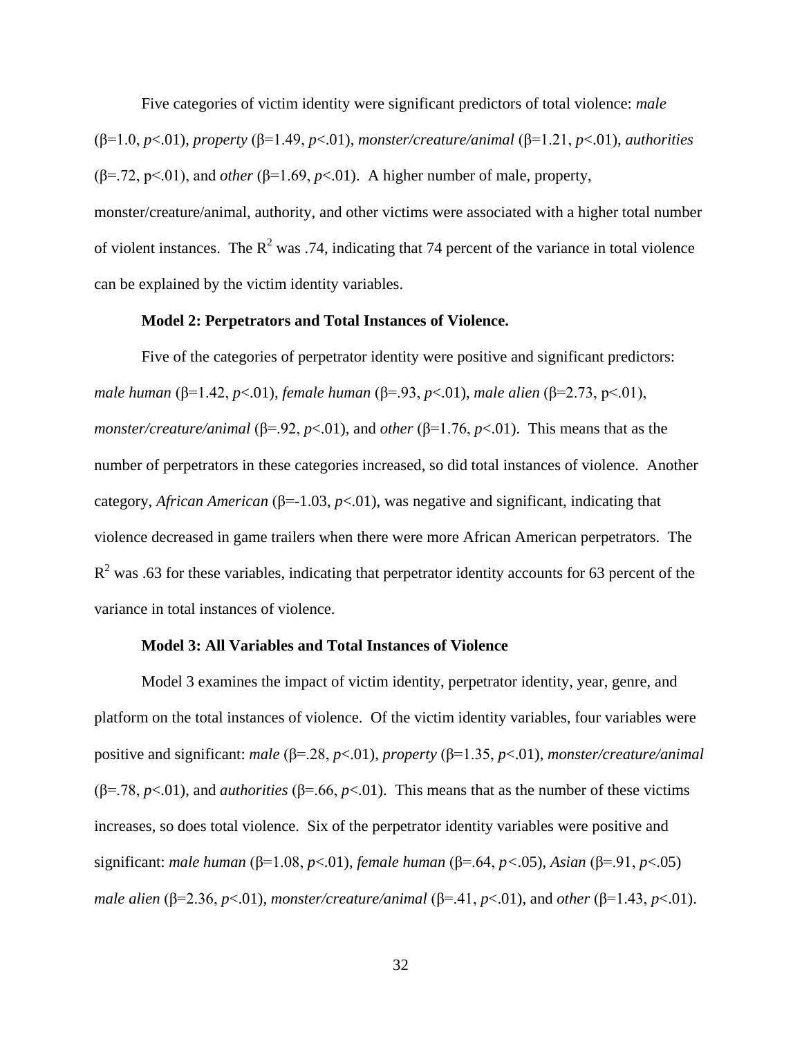Five categories of victim identity were significant predictors of total violence: *male* (β=1.0, *p*<.01), *property* (β=1.49, *p*<.01), *monster/creature/animal* (β=1.21, *p*<.01), *authorities* (β=.72, p<.01), and *other* (β=1.69, *p*<.01). A higher number of male, property, monster/creature/animal, authority, and other victims were associated with a higher total number of violent instances. The $R^2$ was .74, indicating that 74 percent of the variance in total violence can be explained by the victim identity variables.

**Model 2: Perpetrators and Total Instances of Violence.**

Five of the categories of perpetrator identity were positive and significant predictors: *male human* (β=1.42, *p*<.01), *female human* (β=.93, *p*<.01), *male alien* (β=2.73, p<.01), *monster/creature/animal* (β=.92, *p*<.01), and *other* (β=1.76, *p*<.01). This means that as the number of perpetrators in these categories increased, so did total instances of violence. Another category, *African American* (β=-1.03, *p*<.01), was negative and significant, indicating that violence decreased in game trailers when there were more African American perpetrators. The $R^2$ was .63 for these variables, indicating that perpetrator identity accounts for 63 percent of the variance in total instances of violence.

**Model 3: All Variables and Total Instances of Violence**

Model 3 examines the impact of victim identity, perpetrator identity, year, genre, and platform on the total instances of violence. Of the victim identity variables, four variables were positive and significant: *male* (β=.28, *p*<.01), *property* (β=1.35, *p*<.01), *monster/creature/animal* (β=.78, *p*<.01), and *authorities* (β=.66, *p*<.01). This means that as the number of these victims increases, so does total violence. Six of the perpetrator identity variables were positive and significant: *male human* (β=1.08, *p*<.01), *female human* (β=.64, *p*<.05), *Asian* (β=.91, *p*<.05) *male alien* (β=2.36, *p*<.01), *monster/creature/animal* (β=.41, *p*<.01), and *other* (β=1.43, *p*<.01).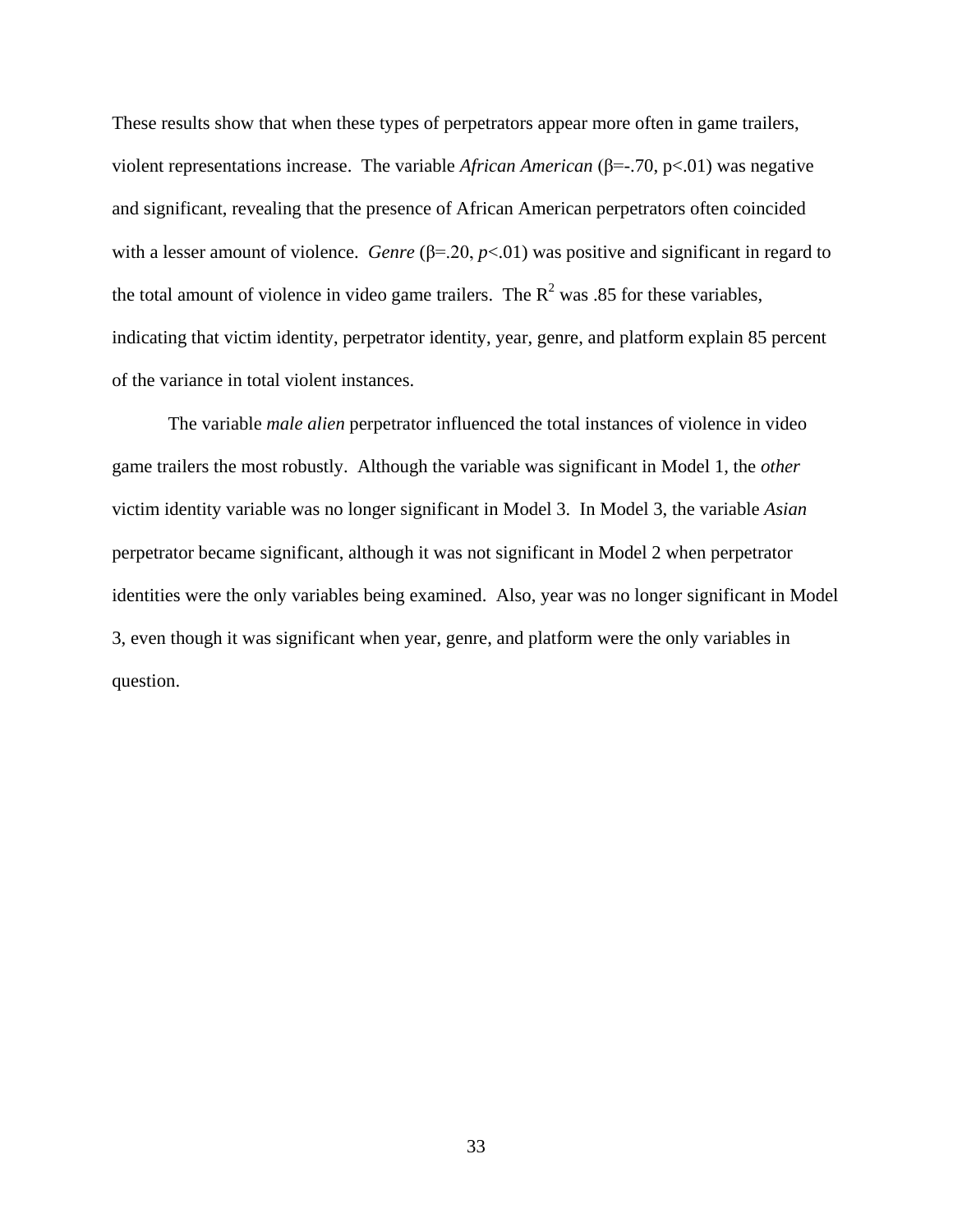These results show that when these types of perpetrators appear more often in game trailers, violent representations increase. The variable *African American* ($\beta$=-.70, p<.01) was negative and significant, revealing that the presence of African American perpetrators often coincided with a lesser amount of violence. *Genre* ($\beta$=.20, *p*<.01) was positive and significant in regard to the total amount of violence in video game trailers. The $R^2$ was .85 for these variables, indicating that victim identity, perpetrator identity, year, genre, and platform explain 85 percent of the variance in total violent instances.

The variable *male alien* perpetrator influenced the total instances of violence in video game trailers the most robustly. Although the variable was significant in Model 1, the *other* victim identity variable was no longer significant in Model 3. In Model 3, the variable *Asian* perpetrator became significant, although it was not significant in Model 2 when perpetrator identities were the only variables being examined. Also, year was no longer significant in Model 3, even though it was significant when year, genre, and platform were the only variables in question.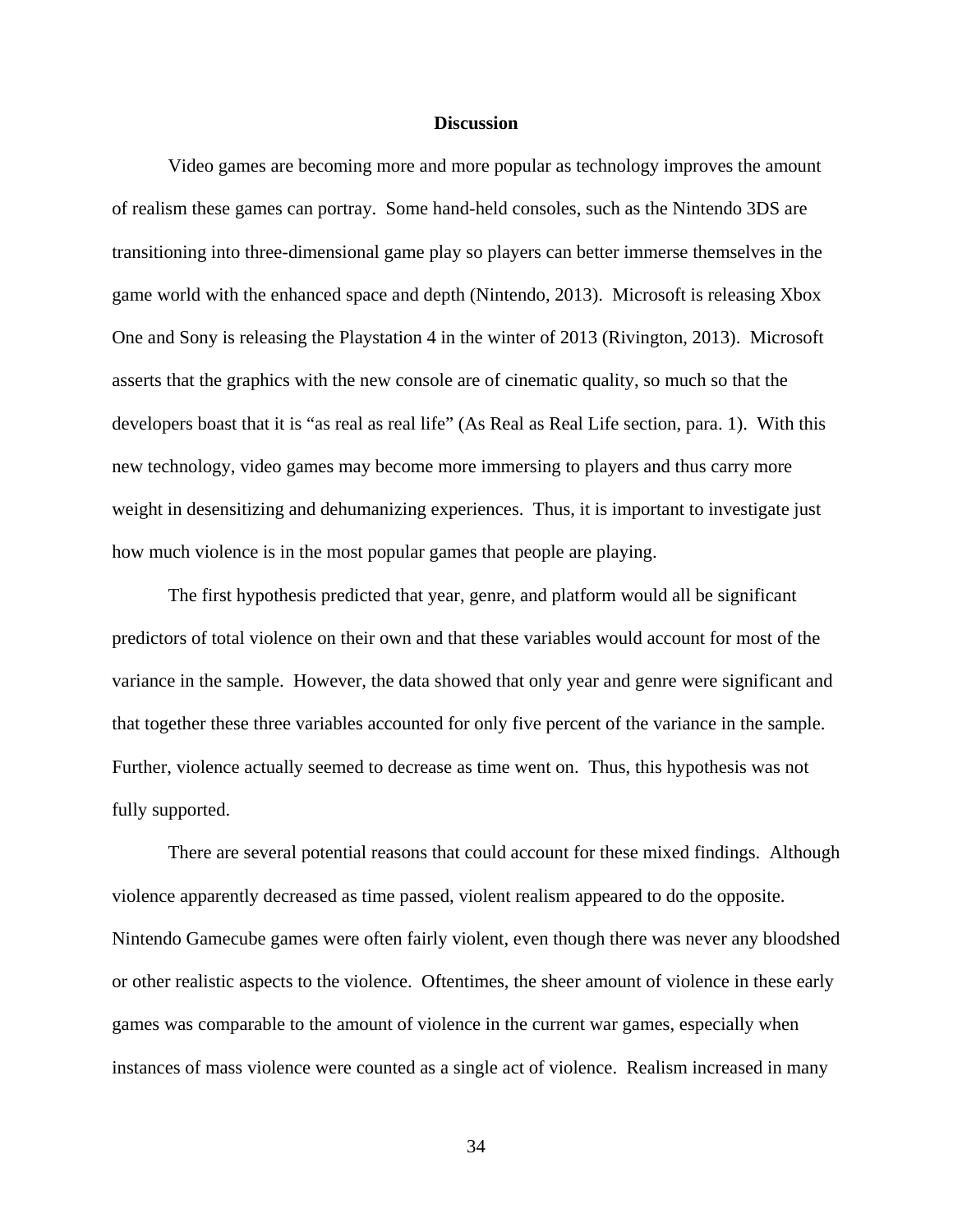## Discussion

Video games are becoming more and more popular as technology improves the amount of realism these games can portray. Some hand-held consoles, such as the Nintendo 3DS are transitioning into three-dimensional game play so players can better immerse themselves in the game world with the enhanced space and depth (Nintendo, 2013). Microsoft is releasing Xbox One and Sony is releasing the Playstation 4 in the winter of 2013 (Rivington, 2013). Microsoft asserts that the graphics with the new console are of cinematic quality, so much so that the developers boast that it is "as real as real life" (As Real as Real Life section, para. 1). With this new technology, video games may become more immersing to players and thus carry more weight in desensitizing and dehumanizing experiences. Thus, it is important to investigate just how much violence is in the most popular games that people are playing.

The first hypothesis predicted that year, genre, and platform would all be significant predictors of total violence on their own and that these variables would account for most of the variance in the sample. However, the data showed that only year and genre were significant and that together these three variables accounted for only five percent of the variance in the sample. Further, violence actually seemed to decrease as time went on. Thus, this hypothesis was not fully supported.

There are several potential reasons that could account for these mixed findings. Although violence apparently decreased as time passed, violent realism appeared to do the opposite. Nintendo Gamecube games were often fairly violent, even though there was never any bloodshed or other realistic aspects to the violence. Oftentimes, the sheer amount of violence in these early games was comparable to the amount of violence in the current war games, especially when instances of mass violence were counted as a single act of violence. Realism increased in many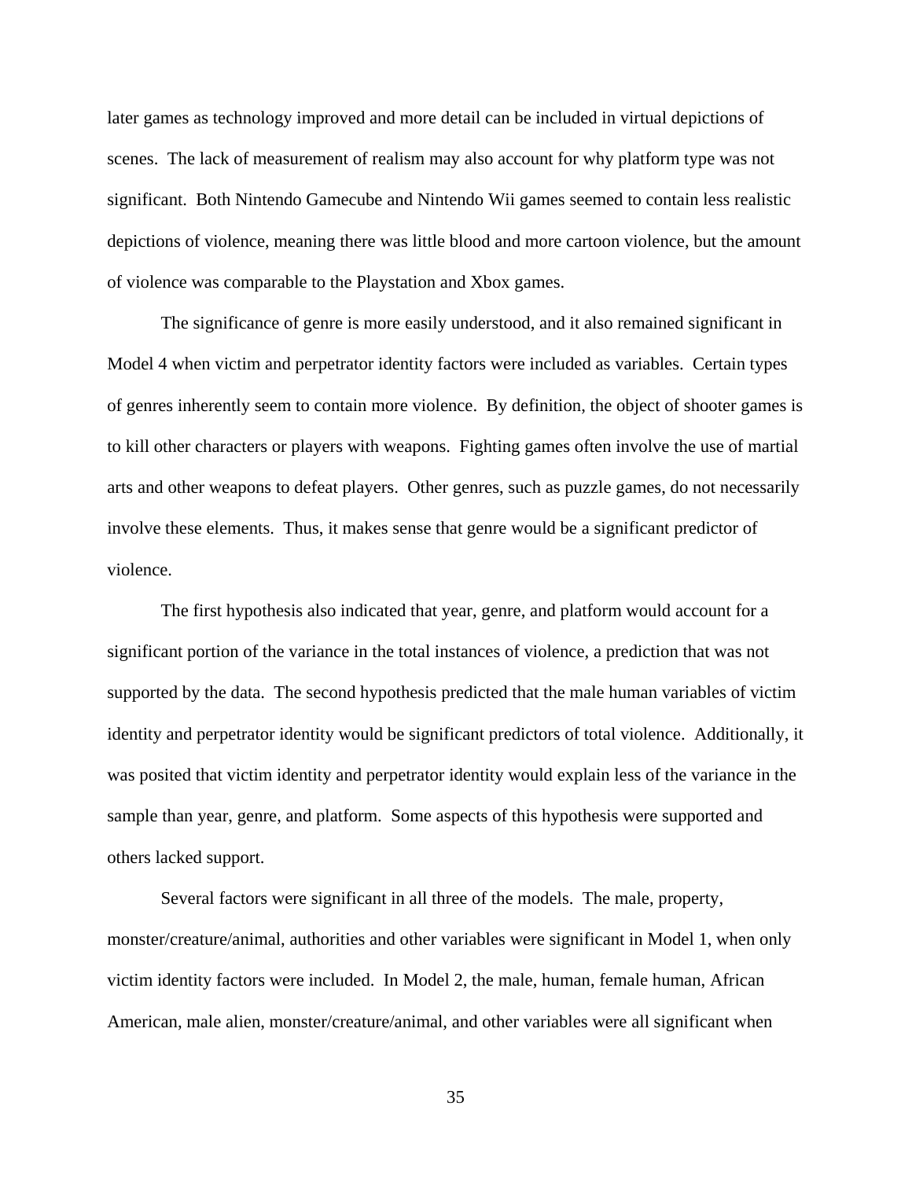later games as technology improved and more detail can be included in virtual depictions of scenes. The lack of measurement of realism may also account for why platform type was not significant. Both Nintendo Gamecube and Nintendo Wii games seemed to contain less realistic depictions of violence, meaning there was little blood and more cartoon violence, but the amount of violence was comparable to the Playstation and Xbox games.

The significance of genre is more easily understood, and it also remained significant in Model 4 when victim and perpetrator identity factors were included as variables. Certain types of genres inherently seem to contain more violence. By definition, the object of shooter games is to kill other characters or players with weapons. Fighting games often involve the use of martial arts and other weapons to defeat players. Other genres, such as puzzle games, do not necessarily involve these elements. Thus, it makes sense that genre would be a significant predictor of violence.

The first hypothesis also indicated that year, genre, and platform would account for a significant portion of the variance in the total instances of violence, a prediction that was not supported by the data. The second hypothesis predicted that the male human variables of victim identity and perpetrator identity would be significant predictors of total violence. Additionally, it was posited that victim identity and perpetrator identity would explain less of the variance in the sample than year, genre, and platform. Some aspects of this hypothesis were supported and others lacked support.

Several factors were significant in all three of the models. The male, property, monster/creature/animal, authorities and other variables were significant in Model 1, when only victim identity factors were included. In Model 2, the male, human, female human, African American, male alien, monster/creature/animal, and other variables were all significant when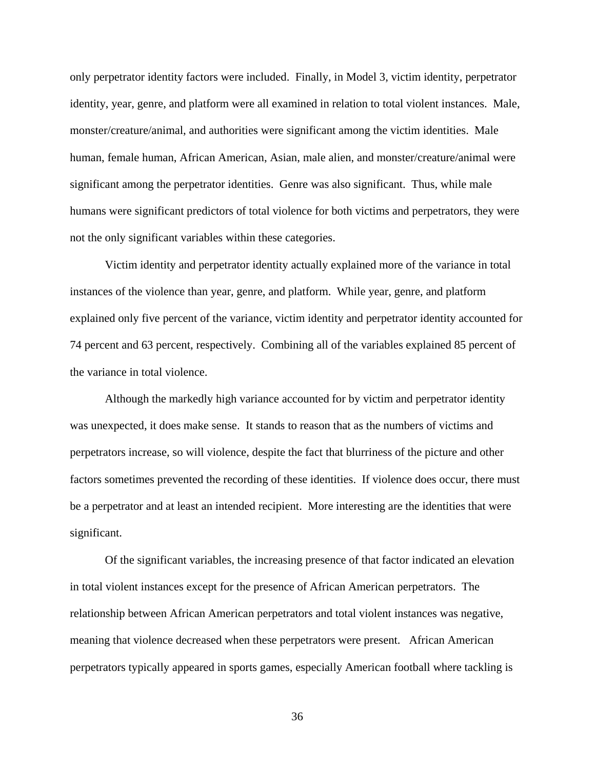only perpetrator identity factors were included. Finally, in Model 3, victim identity, perpetrator identity, year, genre, and platform were all examined in relation to total violent instances. Male, monster/creature/animal, and authorities were significant among the victim identities. Male human, female human, African American, Asian, male alien, and monster/creature/animal were significant among the perpetrator identities. Genre was also significant. Thus, while male humans were significant predictors of total violence for both victims and perpetrators, they were not the only significant variables within these categories.

Victim identity and perpetrator identity actually explained more of the variance in total instances of the violence than year, genre, and platform. While year, genre, and platform explained only five percent of the variance, victim identity and perpetrator identity accounted for 74 percent and 63 percent, respectively. Combining all of the variables explained 85 percent of the variance in total violence.

Although the markedly high variance accounted for by victim and perpetrator identity was unexpected, it does make sense. It stands to reason that as the numbers of victims and perpetrators increase, so will violence, despite the fact that blurriness of the picture and other factors sometimes prevented the recording of these identities. If violence does occur, there must be a perpetrator and at least an intended recipient. More interesting are the identities that were significant.

Of the significant variables, the increasing presence of that factor indicated an elevation in total violent instances except for the presence of African American perpetrators. The relationship between African American perpetrators and total violent instances was negative, meaning that violence decreased when these perpetrators were present. African American perpetrators typically appeared in sports games, especially American football where tackling is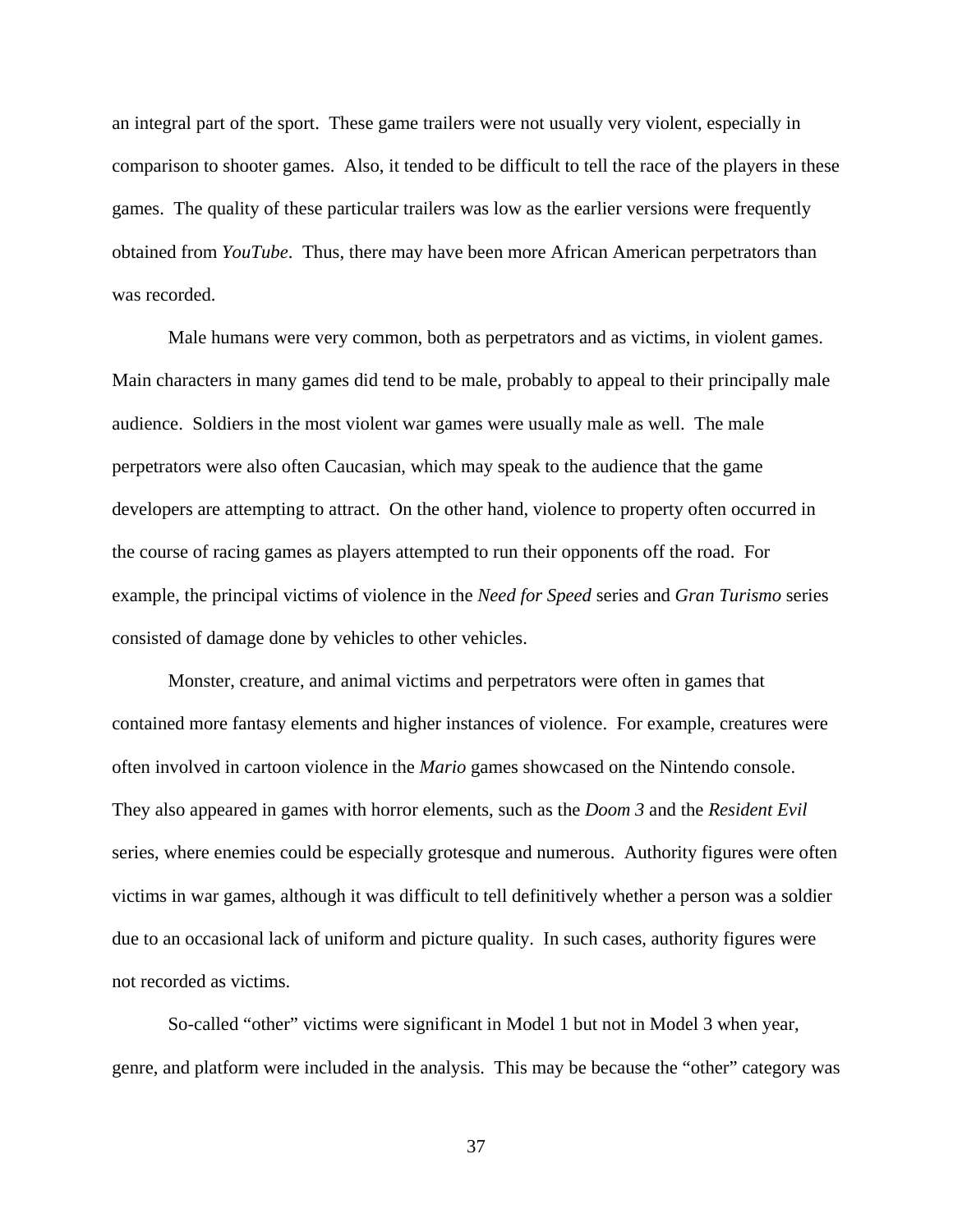an integral part of the sport. These game trailers were not usually very violent, especially in comparison to shooter games. Also, it tended to be difficult to tell the race of the players in these games. The quality of these particular trailers was low as the earlier versions were frequently obtained from *YouTube*. Thus, there may have been more African American perpetrators than was recorded.

Male humans were very common, both as perpetrators and as victims, in violent games. Main characters in many games did tend to be male, probably to appeal to their principally male audience. Soldiers in the most violent war games were usually male as well. The male perpetrators were also often Caucasian, which may speak to the audience that the game developers are attempting to attract. On the other hand, violence to property often occurred in the course of racing games as players attempted to run their opponents off the road. For example, the principal victims of violence in the *Need for Speed* series and *Gran Turismo* series consisted of damage done by vehicles to other vehicles.

Monster, creature, and animal victims and perpetrators were often in games that contained more fantasy elements and higher instances of violence. For example, creatures were often involved in cartoon violence in the *Mario* games showcased on the Nintendo console. They also appeared in games with horror elements, such as the *Doom 3* and the *Resident Evil* series, where enemies could be especially grotesque and numerous. Authority figures were often victims in war games, although it was difficult to tell definitively whether a person was a soldier due to an occasional lack of uniform and picture quality. In such cases, authority figures were not recorded as victims.

So-called "other" victims were significant in Model 1 but not in Model 3 when year, genre, and platform were included in the analysis. This may be because the "other" category was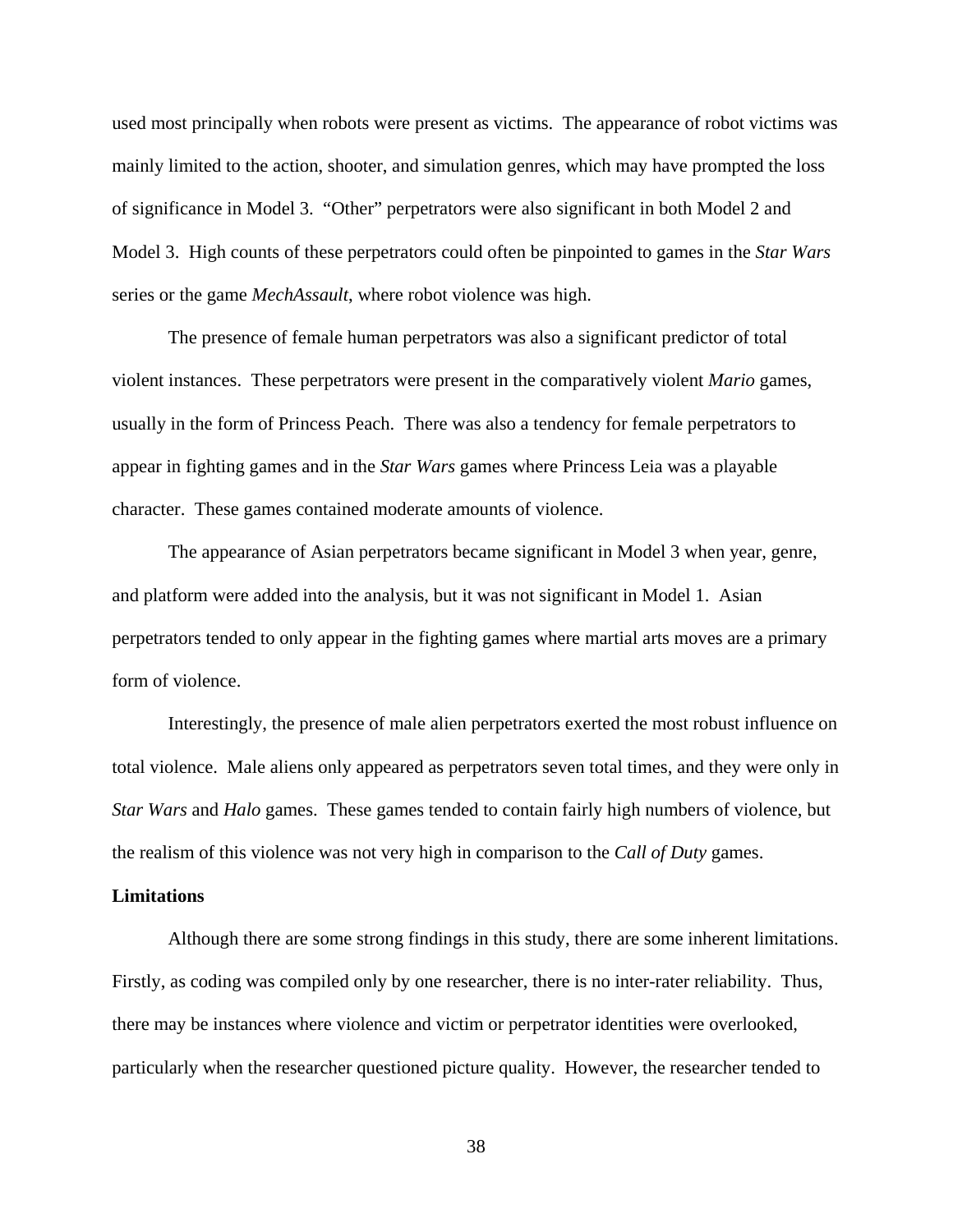used most principally when robots were present as victims. The appearance of robot victims was mainly limited to the action, shooter, and simulation genres, which may have prompted the loss of significance in Model 3. "Other" perpetrators were also significant in both Model 2 and Model 3. High counts of these perpetrators could often be pinpointed to games in the *Star Wars* series or the game *MechAssault*, where robot violence was high.

The presence of female human perpetrators was also a significant predictor of total violent instances. These perpetrators were present in the comparatively violent *Mario* games, usually in the form of Princess Peach. There was also a tendency for female perpetrators to appear in fighting games and in the *Star Wars* games where Princess Leia was a playable character. These games contained moderate amounts of violence.

The appearance of Asian perpetrators became significant in Model 3 when year, genre, and platform were added into the analysis, but it was not significant in Model 1. Asian perpetrators tended to only appear in the fighting games where martial arts moves are a primary form of violence.

Interestingly, the presence of male alien perpetrators exerted the most robust influence on total violence. Male aliens only appeared as perpetrators seven total times, and they were only in *Star Wars* and *Halo* games. These games tended to contain fairly high numbers of violence, but the realism of this violence was not very high in comparison to the *Call of Duty* games.

**Limitations**

Although there are some strong findings in this study, there are some inherent limitations. Firstly, as coding was compiled only by one researcher, there is no inter-rater reliability. Thus, there may be instances where violence and victim or perpetrator identities were overlooked, particularly when the researcher questioned picture quality. However, the researcher tended to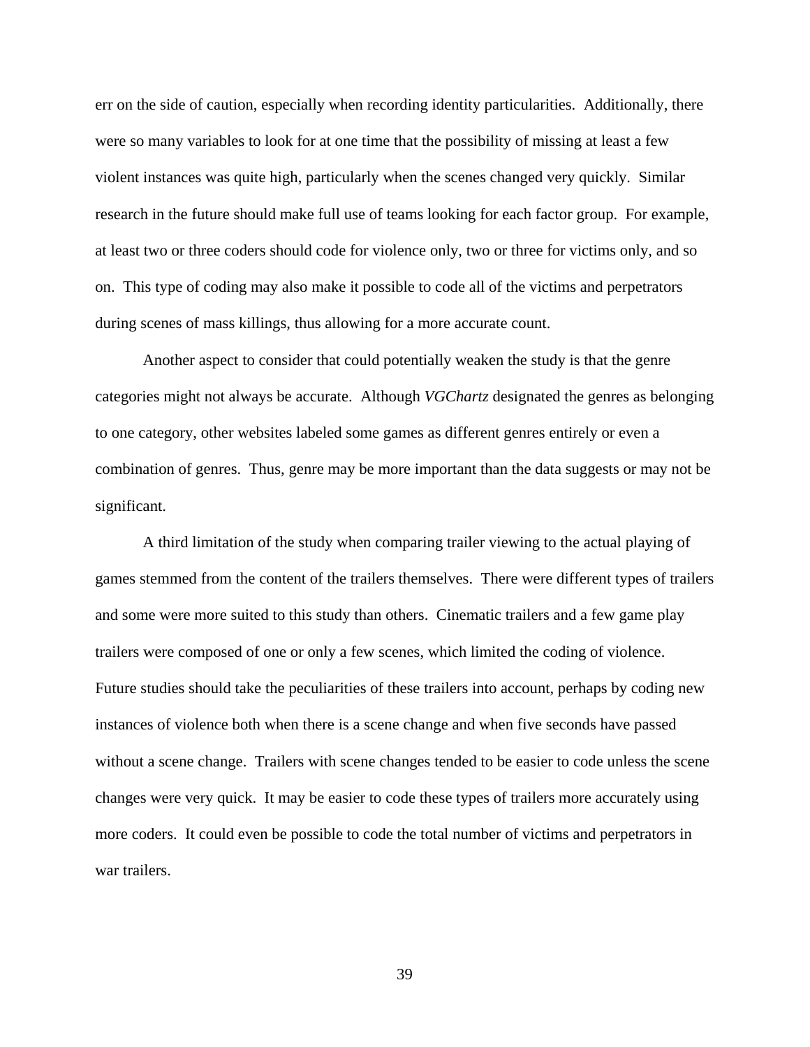err on the side of caution, especially when recording identity particularities. Additionally, there were so many variables to look for at one time that the possibility of missing at least a few violent instances was quite high, particularly when the scenes changed very quickly. Similar research in the future should make full use of teams looking for each factor group. For example, at least two or three coders should code for violence only, two or three for victims only, and so on. This type of coding may also make it possible to code all of the victims and perpetrators during scenes of mass killings, thus allowing for a more accurate count.

Another aspect to consider that could potentially weaken the study is that the genre categories might not always be accurate. Although *VGChartz* designated the genres as belonging to one category, other websites labeled some games as different genres entirely or even a combination of genres. Thus, genre may be more important than the data suggests or may not be significant.

A third limitation of the study when comparing trailer viewing to the actual playing of games stemmed from the content of the trailers themselves. There were different types of trailers and some were more suited to this study than others. Cinematic trailers and a few game play trailers were composed of one or only a few scenes, which limited the coding of violence. Future studies should take the peculiarities of these trailers into account, perhaps by coding new instances of violence both when there is a scene change and when five seconds have passed without a scene change. Trailers with scene changes tended to be easier to code unless the scene changes were very quick. It may be easier to code these types of trailers more accurately using more coders. It could even be possible to code the total number of victims and perpetrators in war trailers.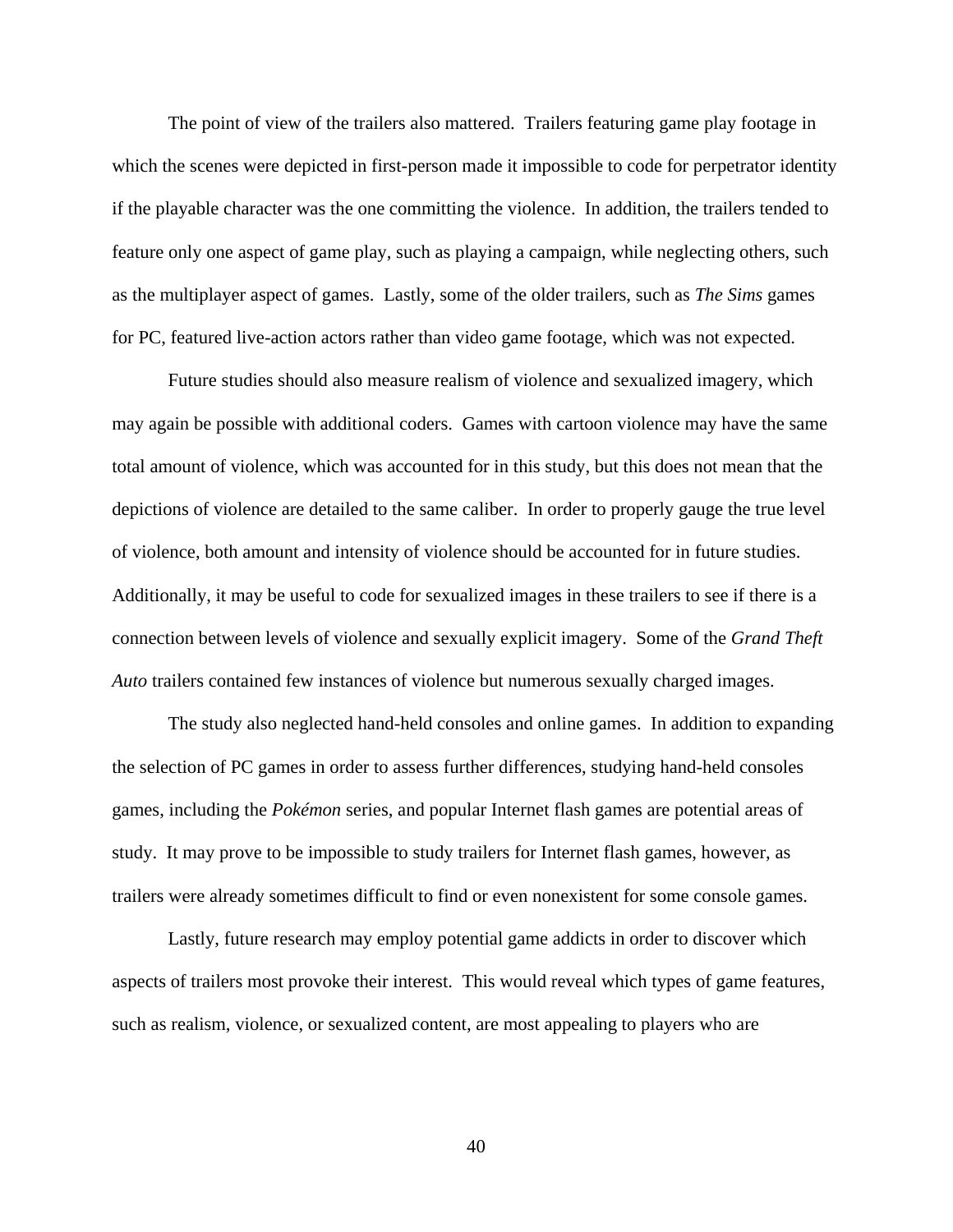The point of view of the trailers also mattered. Trailers featuring game play footage in which the scenes were depicted in first-person made it impossible to code for perpetrator identity if the playable character was the one committing the violence. In addition, the trailers tended to feature only one aspect of game play, such as playing a campaign, while neglecting others, such as the multiplayer aspect of games. Lastly, some of the older trailers, such as *The Sims* games for PC, featured live-action actors rather than video game footage, which was not expected.

Future studies should also measure realism of violence and sexualized imagery, which may again be possible with additional coders. Games with cartoon violence may have the same total amount of violence, which was accounted for in this study, but this does not mean that the depictions of violence are detailed to the same caliber. In order to properly gauge the true level of violence, both amount and intensity of violence should be accounted for in future studies. Additionally, it may be useful to code for sexualized images in these trailers to see if there is a connection between levels of violence and sexually explicit imagery. Some of the *Grand Theft Auto* trailers contained few instances of violence but numerous sexually charged images.

The study also neglected hand-held consoles and online games. In addition to expanding the selection of PC games in order to assess further differences, studying hand-held consoles games, including the *Pokémon* series, and popular Internet flash games are potential areas of study. It may prove to be impossible to study trailers for Internet flash games, however, as trailers were already sometimes difficult to find or even nonexistent for some console games.

Lastly, future research may employ potential game addicts in order to discover which aspects of trailers most provoke their interest. This would reveal which types of game features, such as realism, violence, or sexualized content, are most appealing to players who are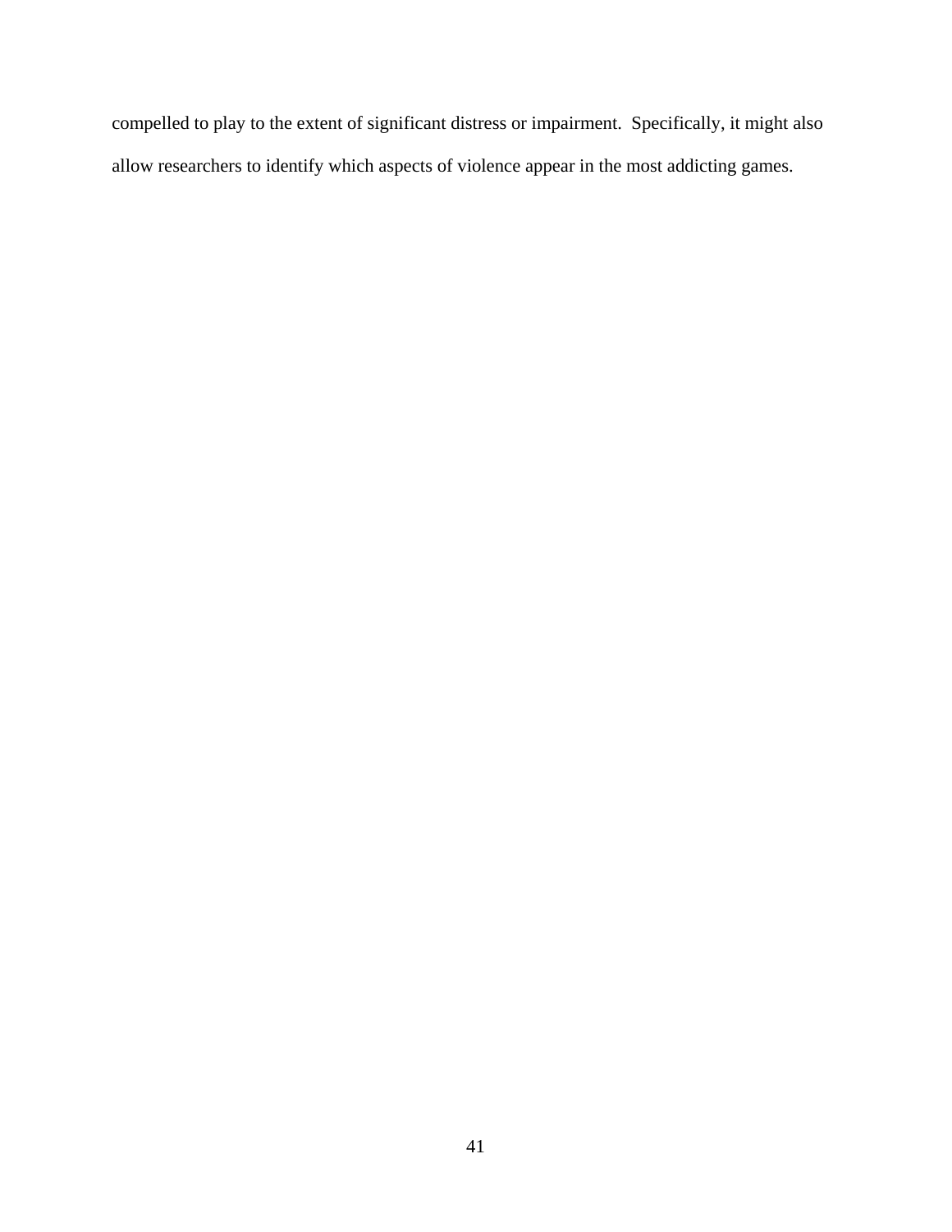compelled to play to the extent of significant distress or impairment. Specifically, it might also allow researchers to identify which aspects of violence appear in the most addicting games.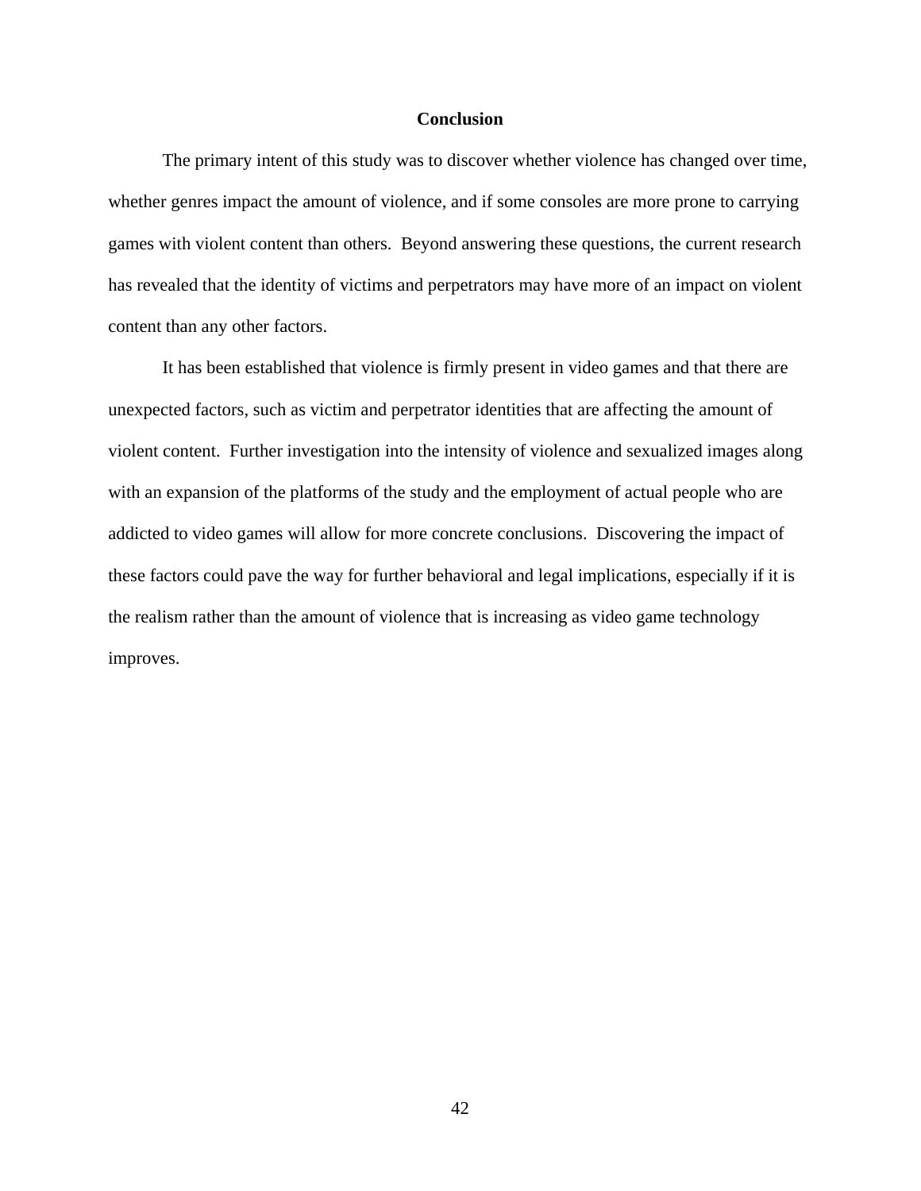## Conclusion

The primary intent of this study was to discover whether violence has changed over time, whether genres impact the amount of violence, and if some consoles are more prone to carrying games with violent content than others.  Beyond answering these questions, the current research has revealed that the identity of victims and perpetrators may have more of an impact on violent content than any other factors.

It has been established that violence is firmly present in video games and that there are unexpected factors, such as victim and perpetrator identities that are affecting the amount of violent content.  Further investigation into the intensity of violence and sexualized images along with an expansion of the platforms of the study and the employment of actual people who are addicted to video games will allow for more concrete conclusions.  Discovering the impact of these factors could pave the way for further behavioral and legal implications, especially if it is the realism rather than the amount of violence that is increasing as video game technology improves.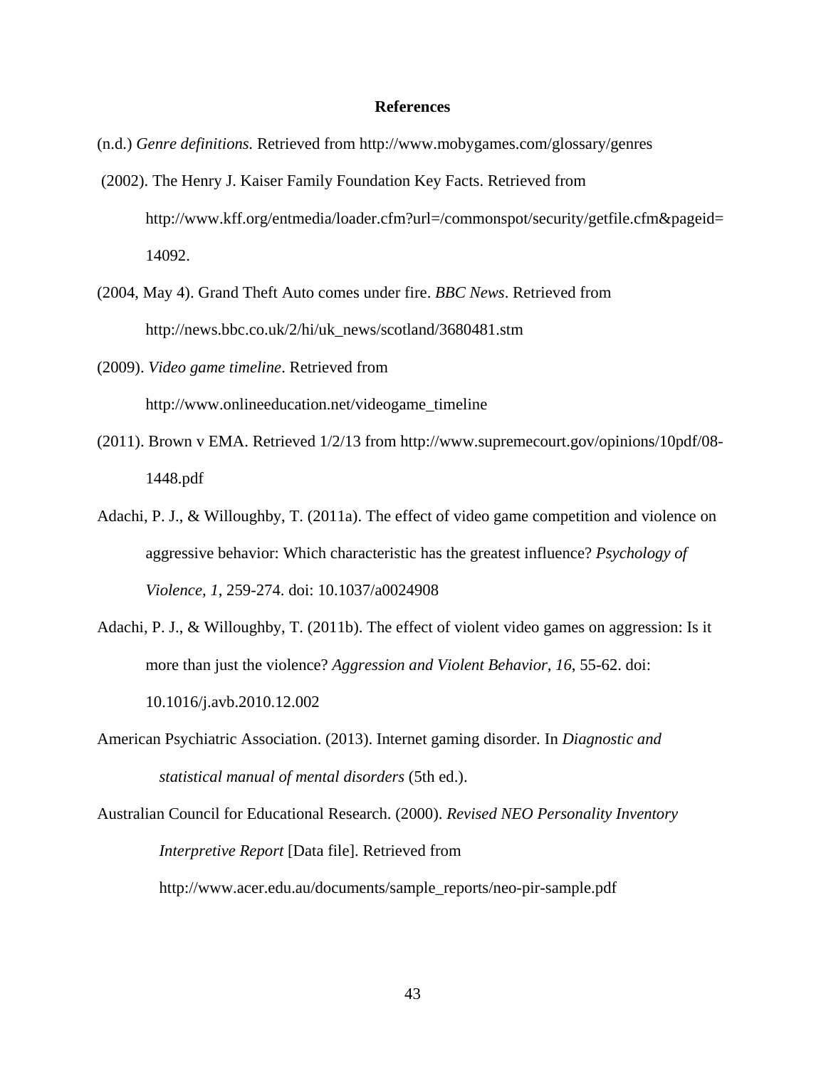# References

(n.d.) *Genre definitions.* Retrieved from http://www.mobygames.com/glossary/genres

(2002). The Henry J. Kaiser Family Foundation Key Facts. Retrieved from http://www.kff.org/entmedia/loader.cfm?url=/commonspot/security/getfile.cfm&pageid=14092.

(2004, May 4). Grand Theft Auto comes under fire. *BBC News*. Retrieved from http://news.bbc.co.uk/2/hi/uk_news/scotland/3680481.stm

(2009). *Video game timeline*. Retrieved from http://www.onlineeducation.net/videogame_timeline

(2011). Brown v EMA. Retrieved 1/2/13 from http://www.supremecourt.gov/opinions/10pdf/08-1448.pdf

Adachi, P. J., & Willoughby, T. (2011a). The effect of video game competition and violence on aggressive behavior: Which characteristic has the greatest influence? *Psychology of Violence, 1*, 259-274. doi: 10.1037/a0024908

Adachi, P. J., & Willoughby, T. (2011b). The effect of violent video games on aggression: Is it more than just the violence? *Aggression and Violent Behavior, 16*, 55-62. doi: 10.1016/j.avb.2010.12.002

American Psychiatric Association. (2013). Internet gaming disorder. In *Diagnostic and statistical manual of mental disorders* (5th ed.).

Australian Council for Educational Research. (2000). *Revised NEO Personality Inventory Interpretive Report* [Data file]. Retrieved from http://www.acer.edu.au/documents/sample_reports/neo-pir-sample.pdf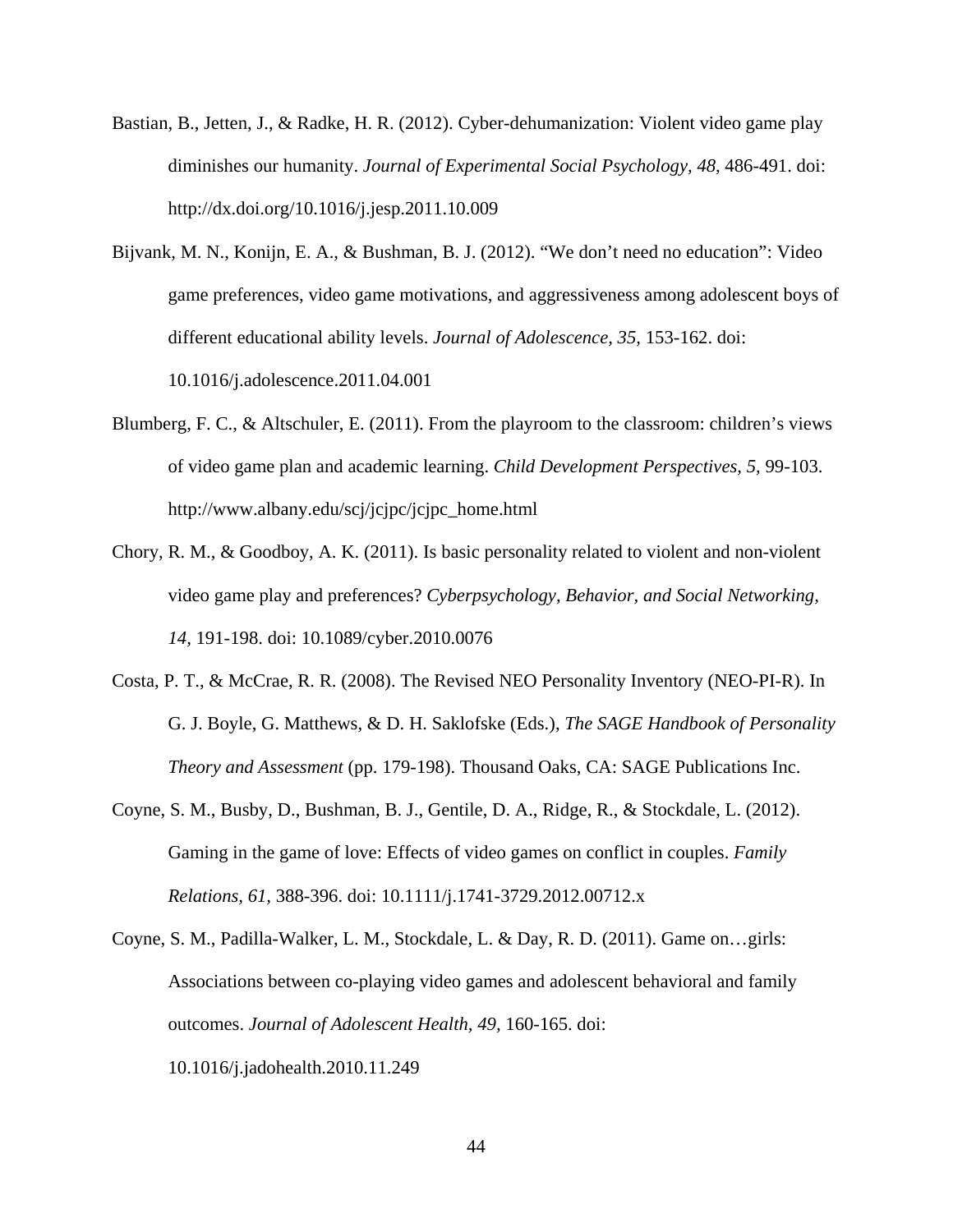Bastian, B., Jetten, J., & Radke, H. R. (2012). Cyber-dehumanization: Violent video game play diminishes our humanity. *Journal of Experimental Social Psychology, 48,* 486-491. doi: http://dx.doi.org/10.1016/j.jesp.2011.10.009

Bijvank, M. N., Konijn, E. A., & Bushman, B. J. (2012). "We don't need no education": Video game preferences, video game motivations, and aggressiveness among adolescent boys of different educational ability levels. *Journal of Adolescence, 35,* 153-162. doi: 10.1016/j.adolescence.2011.04.001

Blumberg, F. C., & Altschuler, E. (2011). From the playroom to the classroom: children's views of video game plan and academic learning. *Child Development Perspectives, 5,* 99-103. http://www.albany.edu/scj/jcjpc/jcjpc_home.html

Chory, R. M., & Goodboy, A. K. (2011). Is basic personality related to violent and non-violent video game play and preferences? *Cyberpsychology, Behavior, and Social Networking, 14,* 191-198. doi: 10.1089/cyber.2010.0076

Costa, P. T., & McCrae, R. R. (2008). The Revised NEO Personality Inventory (NEO-PI-R). In G. J. Boyle, G. Matthews, & D. H. Saklofske (Eds.), *The SAGE Handbook of Personality Theory and Assessment* (pp. 179-198). Thousand Oaks, CA: SAGE Publications Inc.

Coyne, S. M., Busby, D., Bushman, B. J., Gentile, D. A., Ridge, R., & Stockdale, L. (2012). Gaming in the game of love: Effects of video games on conflict in couples. *Family Relations, 61,* 388-396. doi: 10.1111/j.1741-3729.2012.00712.x

Coyne, S. M., Padilla-Walker, L. M., Stockdale, L. & Day, R. D. (2011). Game on…girls: Associations between co-playing video games and adolescent behavioral and family outcomes. *Journal of Adolescent Health, 49,* 160-165. doi: 10.1016/j.jadohealth.2010.11.249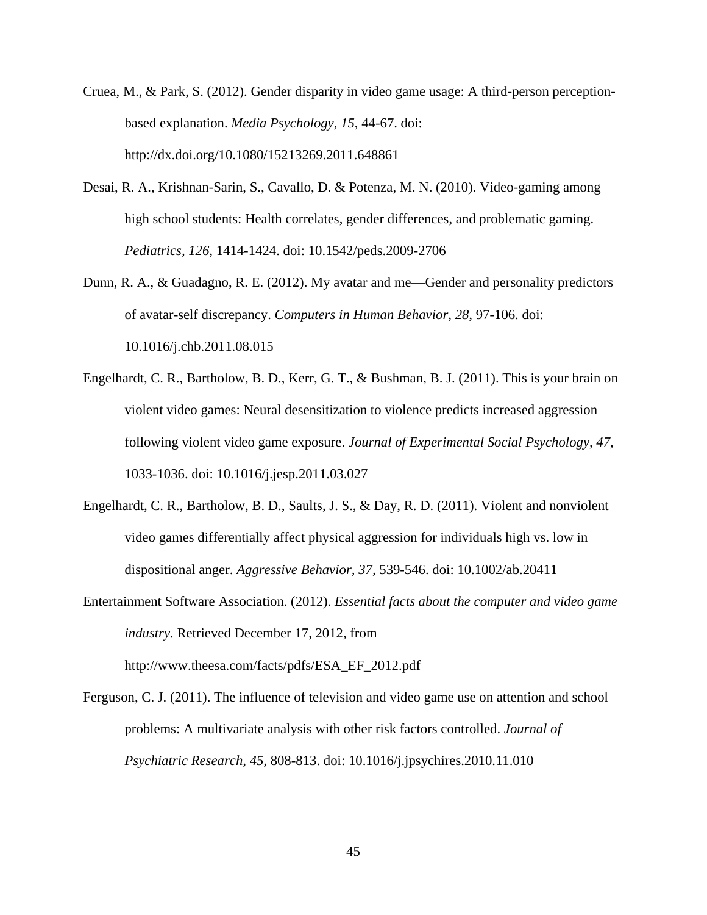Cruea, M., & Park, S. (2012). Gender disparity in video game usage: A third-person perception-based explanation. *Media Psychology, 15*, 44-67. doi: http://dx.doi.org/10.1080/15213269.2011.648861

Desai, R. A., Krishnan-Sarin, S., Cavallo, D. & Potenza, M. N. (2010). Video-gaming among high school students: Health correlates, gender differences, and problematic gaming. *Pediatrics, 126*, 1414-1424. doi: 10.1542/peds.2009-2706

Dunn, R. A., & Guadagno, R. E. (2012). My avatar and me—Gender and personality predictors of avatar-self discrepancy. *Computers in Human Behavior, 28*, 97-106. doi: 10.1016/j.chb.2011.08.015

Engelhardt, C. R., Bartholow, B. D., Kerr, G. T., & Bushman, B. J. (2011). This is your brain on violent video games: Neural desensitization to violence predicts increased aggression following violent video game exposure. *Journal of Experimental Social Psychology, 47*, 1033-1036. doi: 10.1016/j.jesp.2011.03.027

Engelhardt, C. R., Bartholow, B. D., Saults, J. S., & Day, R. D. (2011). Violent and nonviolent video games differentially affect physical aggression for individuals high vs. low in dispositional anger. *Aggressive Behavior, 37*, 539-546. doi: 10.1002/ab.20411

Entertainment Software Association. (2012). *Essential facts about the computer and video game industry.* Retrieved December 17, 2012, from http://www.theesa.com/facts/pdfs/ESA_EF_2012.pdf

Ferguson, C. J. (2011). The influence of television and video game use on attention and school problems: A multivariate analysis with other risk factors controlled. *Journal of Psychiatric Research, 45*, 808-813. doi: 10.1016/j.jpsychires.2010.11.010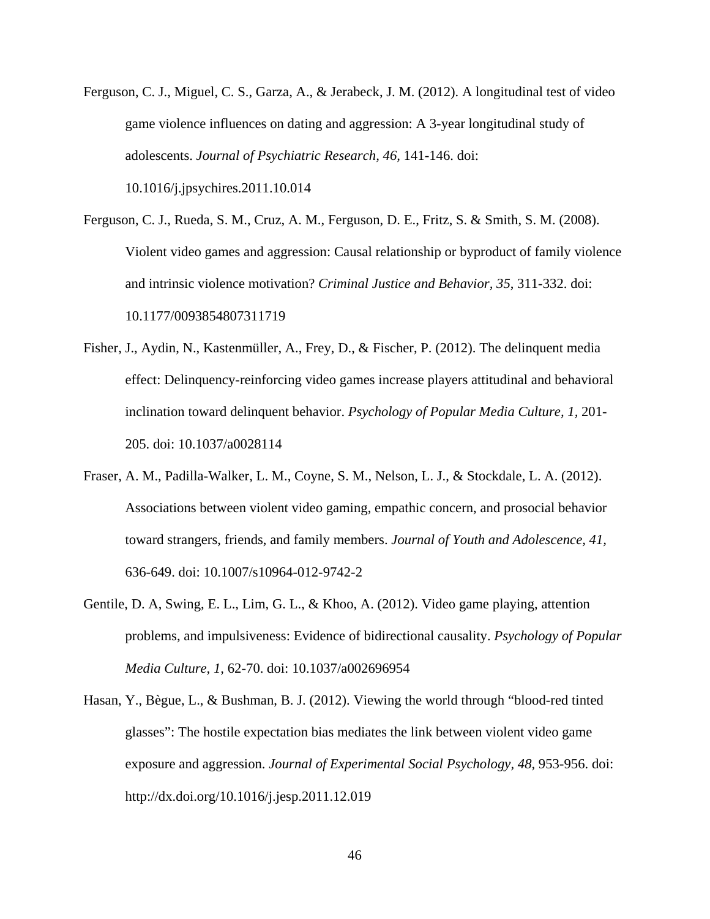Ferguson, C. J., Miguel, C. S., Garza, A., & Jerabeck, J. M. (2012). A longitudinal test of video game violence influences on dating and aggression: A 3-year longitudinal study of adolescents. *Journal of Psychiatric Research, 46,* 141-146. doi: 10.1016/j.jpsychires.2011.10.014

Ferguson, C. J., Rueda, S. M., Cruz, A. M., Ferguson, D. E., Fritz, S. & Smith, S. M. (2008). Violent video games and aggression: Causal relationship or byproduct of family violence and intrinsic violence motivation? *Criminal Justice and Behavior, 35*, 311-332. doi: 10.1177/0093854807311719

Fisher, J., Aydin, N., Kastenmüller, A., Frey, D., & Fischer, P. (2012). The delinquent media effect: Delinquency-reinforcing video games increase players attitudinal and behavioral inclination toward delinquent behavior. *Psychology of Popular Media Culture, 1*, 201-205. doi: 10.1037/a0028114

Fraser, A. M., Padilla-Walker, L. M., Coyne, S. M., Nelson, L. J., & Stockdale, L. A. (2012). Associations between violent video gaming, empathic concern, and prosocial behavior toward strangers, friends, and family members. *Journal of Youth and Adolescence, 41,* 636-649. doi: 10.1007/s10964-012-9742-2

Gentile, D. A, Swing, E. L., Lim, G. L., & Khoo, A. (2012). Video game playing, attention problems, and impulsiveness: Evidence of bidirectional causality. *Psychology of Popular Media Culture, 1,* 62-70. doi: 10.1037/a002696954

Hasan, Y., Bègue, L., & Bushman, B. J. (2012). Viewing the world through "blood-red tinted glasses": The hostile expectation bias mediates the link between violent video game exposure and aggression. *Journal of Experimental Social Psychology, 48*, 953-956. doi: http://dx.doi.org/10.1016/j.jesp.2011.12.019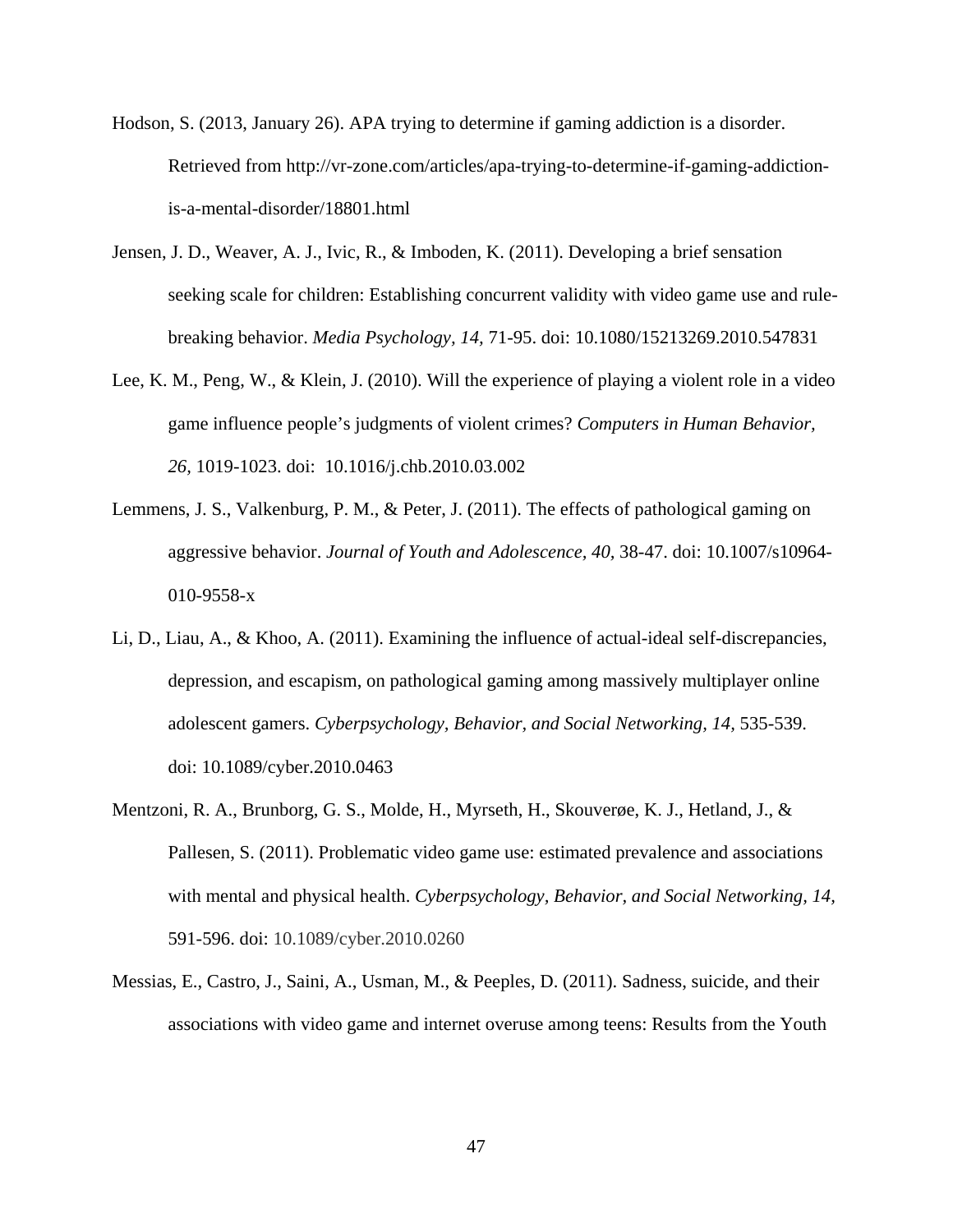Hodson, S. (2013, January 26). APA trying to determine if gaming addiction is a disorder. Retrieved from http://vr-zone.com/articles/apa-trying-to-determine-if-gaming-addiction-is-a-mental-disorder/18801.html

Jensen, J. D., Weaver, A. J., Ivic, R., & Imboden, K. (2011). Developing a brief sensation seeking scale for children: Establishing concurrent validity with video game use and rule-breaking behavior. *Media Psychology, 14,* 71-95. doi: 10.1080/15213269.2010.547831

Lee, K. M., Peng, W., & Klein, J. (2010). Will the experience of playing a violent role in a video game influence people's judgments of violent crimes? *Computers in Human Behavior, 26,* 1019-1023. doi: 10.1016/j.chb.2010.03.002

Lemmens, J. S., Valkenburg, P. M., & Peter, J. (2011). The effects of pathological gaming on aggressive behavior. *Journal of Youth and Adolescence, 40,* 38-47. doi: 10.1007/s10964-010-9558-x

Li, D., Liau, A., & Khoo, A. (2011). Examining the influence of actual-ideal self-discrepancies, depression, and escapism, on pathological gaming among massively multiplayer online adolescent gamers. *Cyberpsychology, Behavior, and Social Networking, 14,* 535-539. doi: 10.1089/cyber.2010.0463

Mentzoni, R. A., Brunborg, G. S., Molde, H., Myrseth, H., Skouverøe, K. J., Hetland, J., & Pallesen, S. (2011). Problematic video game use: estimated prevalence and associations with mental and physical health. *Cyberpsychology, Behavior, and Social Networking, 14,* 591-596. doi: 10.1089/cyber.2010.0260

Messias, E., Castro, J., Saini, A., Usman, M., & Peeples, D. (2011). Sadness, suicide, and their associations with video game and internet overuse among teens: Results from the Youth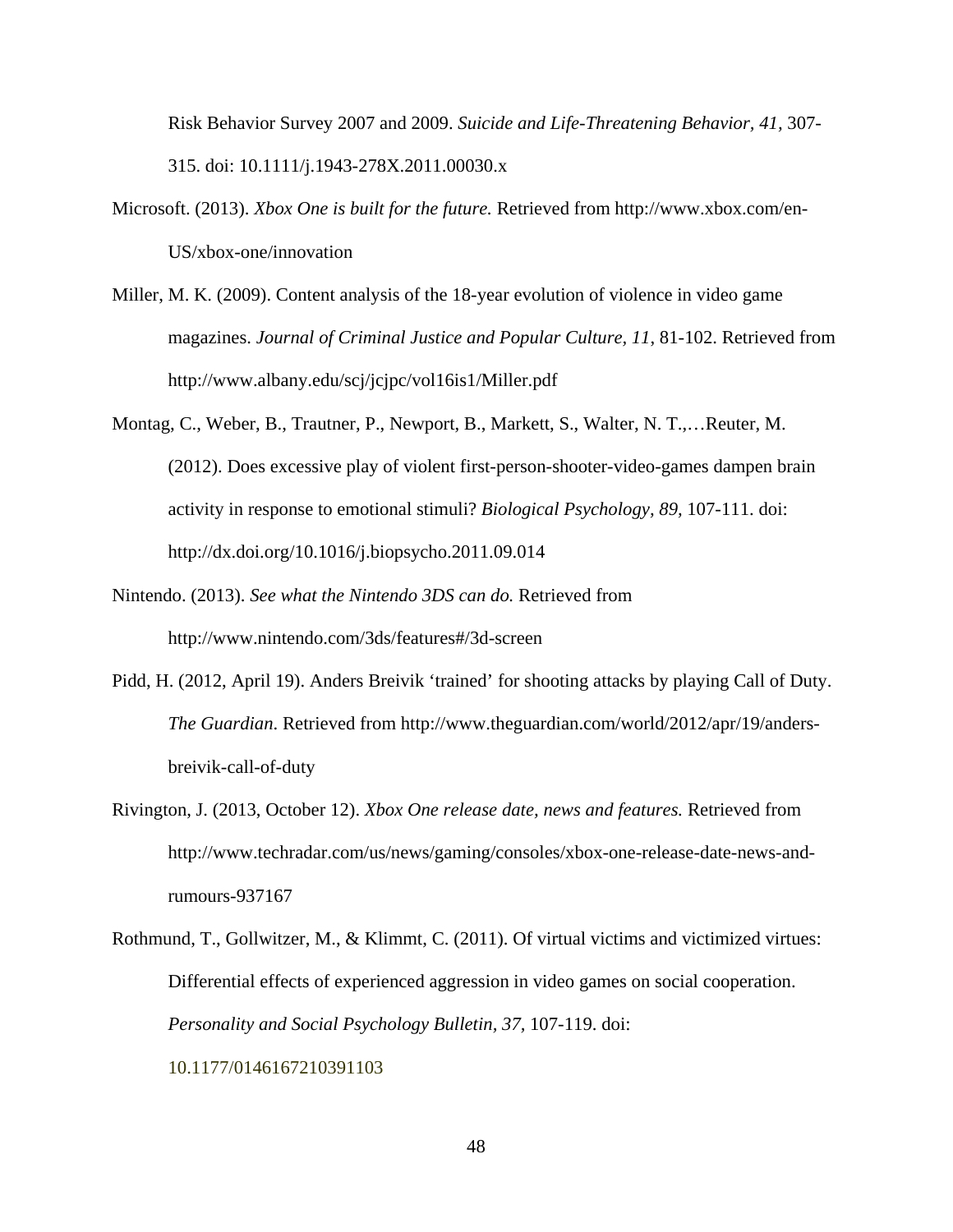Risk Behavior Survey 2007 and 2009. *Suicide and Life-Threatening Behavior, 41*, 307-315. doi: 10.1111/j.1943-278X.2011.00030.x

Microsoft. (2013). *Xbox One is built for the future.* Retrieved from http://www.xbox.com/en-US/xbox-one/innovation

Miller, M. K. (2009). Content analysis of the 18-year evolution of violence in video game magazines. *Journal of Criminal Justice and Popular Culture, 11*, 81-102. Retrieved from http://www.albany.edu/scj/jcjpc/vol16is1/Miller.pdf

Montag, C., Weber, B., Trautner, P., Newport, B., Markett, S., Walter, N. T.,…Reuter, M. (2012). Does excessive play of violent first-person-shooter-video-games dampen brain activity in response to emotional stimuli? *Biological Psychology, 89*, 107-111. doi: http://dx.doi.org/10.1016/j.biopsycho.2011.09.014

Nintendo. (2013). *See what the Nintendo 3DS can do.* Retrieved from http://www.nintendo.com/3ds/features#/3d-screen

Pidd, H. (2012, April 19). Anders Breivik 'trained' for shooting attacks by playing Call of Duty. *The Guardian*. Retrieved from http://www.theguardian.com/world/2012/apr/19/anders-breivik-call-of-duty

Rivington, J. (2013, October 12). *Xbox One release date, news and features.* Retrieved from http://www.techradar.com/us/news/gaming/consoles/xbox-one-release-date-news-and-rumours-937167

Rothmund, T., Gollwitzer, M., & Klimmt, C. (2011). Of virtual victims and victimized virtues: Differential effects of experienced aggression in video games on social cooperation. *Personality and Social Psychology Bulletin, 37*, 107-119. doi: 10.1177/0146167210391103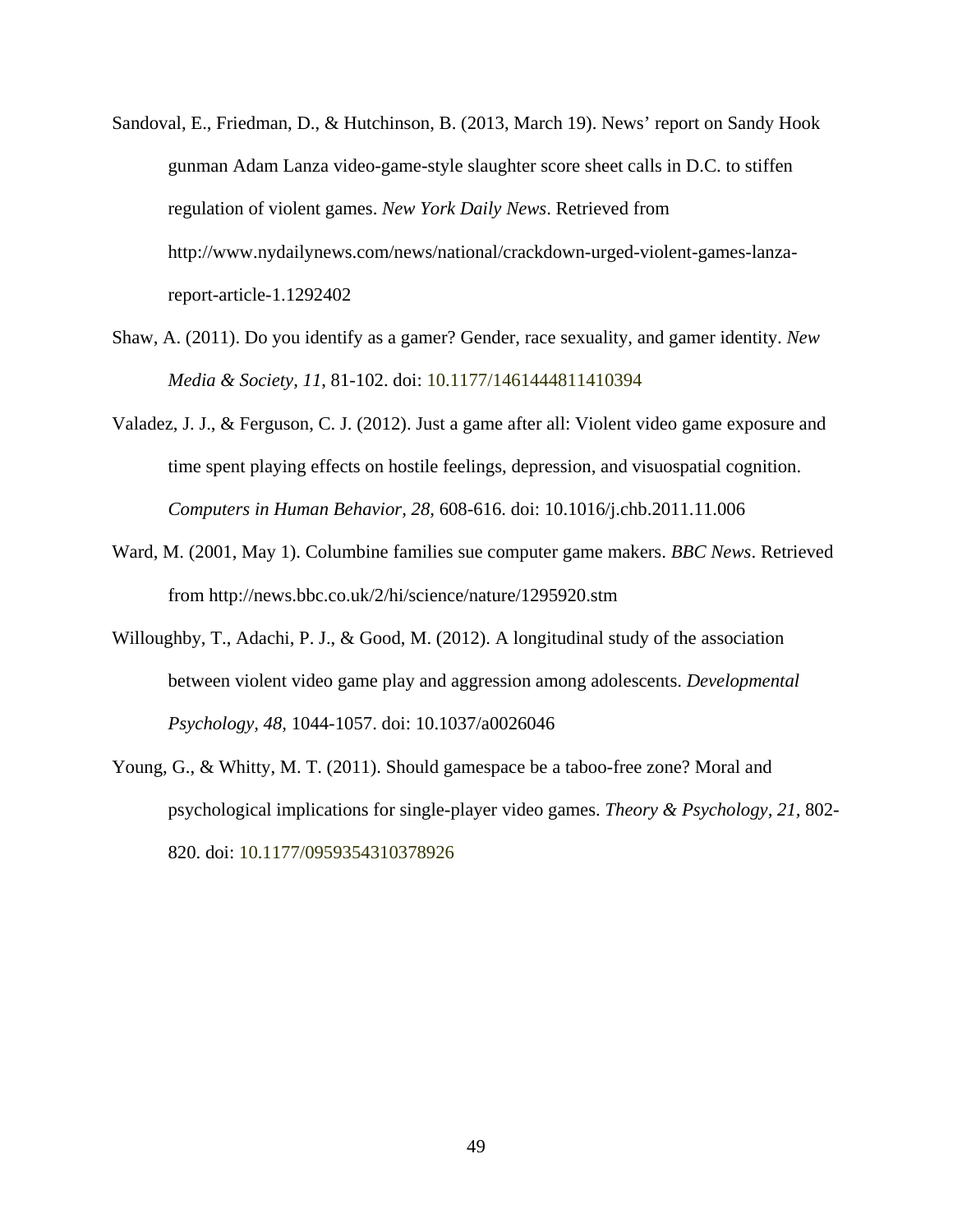Sandoval, E., Friedman, D., & Hutchinson, B. (2013, March 19). News' report on Sandy Hook gunman Adam Lanza video-game-style slaughter score sheet calls in D.C. to stiffen regulation of violent games. *New York Daily News*. Retrieved from http://www.nydailynews.com/news/national/crackdown-urged-violent-games-lanza-report-article-1.1292402

Shaw, A. (2011). Do you identify as a gamer? Gender, race sexuality, and gamer identity. *New Media & Society, 11*, 81-102. doi: 10.1177/1461444811410394

Valadez, J. J., & Ferguson, C. J. (2012). Just a game after all: Violent video game exposure and time spent playing effects on hostile feelings, depression, and visuospatial cognition. *Computers in Human Behavior, 28*, 608-616. doi: 10.1016/j.chb.2011.11.006

Ward, M. (2001, May 1). Columbine families sue computer game makers. *BBC News*. Retrieved from http://news.bbc.co.uk/2/hi/science/nature/1295920.stm

Willoughby, T., Adachi, P. J., & Good, M. (2012). A longitudinal study of the association between violent video game play and aggression among adolescents. *Developmental Psychology, 48*, 1044-1057. doi: 10.1037/a0026046

Young, G., & Whitty, M. T. (2011). Should gamespace be a taboo-free zone? Moral and psychological implications for single-player video games. *Theory & Psychology, 21*, 802-820. doi: 10.1177/0959354310378926